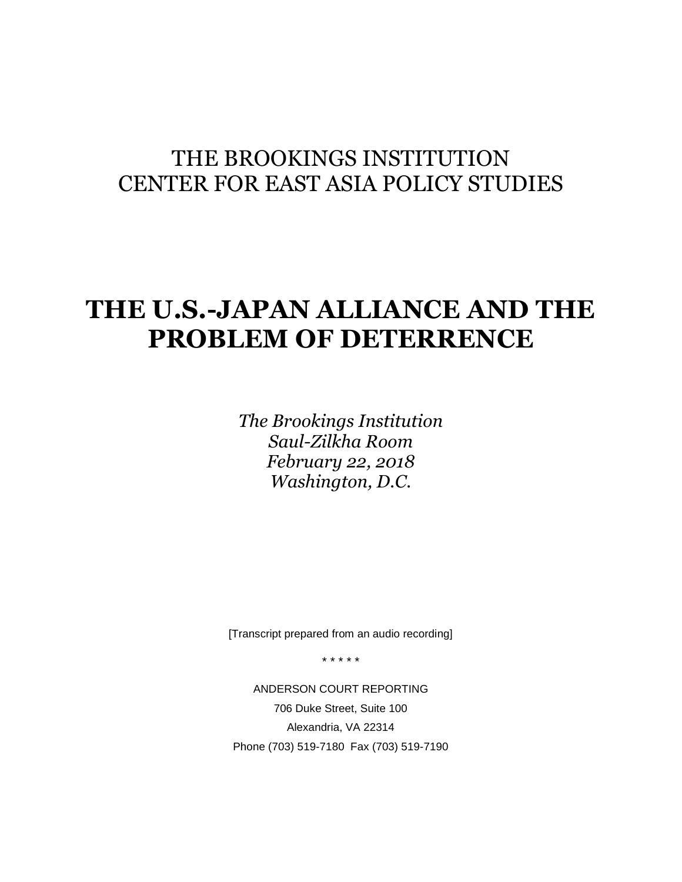THE BROOKINGS INSTITUTION
CENTER FOR EAST ASIA POLICY STUDIES

# THE U.S.-JAPAN ALLIANCE AND THE PROBLEM OF DETERRENCE

*The Brookings Institution*
*Saul-Zilkha Room*
*February 22, 2018*
*Washington, D.C.*

[Transcript prepared from an audio recording]

\* \* \* \* \*

ANDERSON COURT REPORTING
706 Duke Street, Suite 100
Alexandria, VA 22314
Phone (703) 519-7180 Fax (703) 519-7190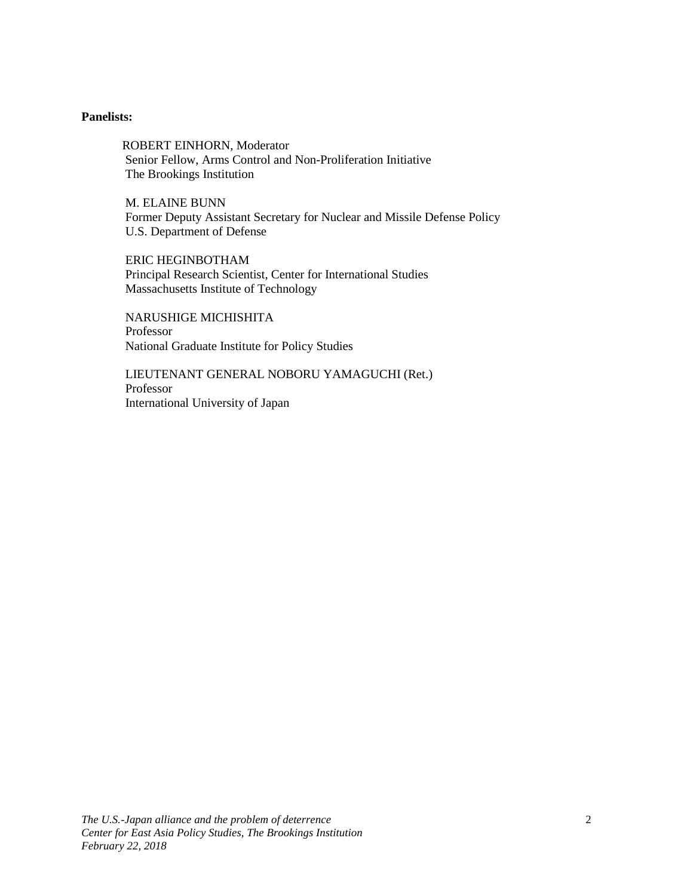**Panelists:**

ROBERT EINHORN, Moderator
Senior Fellow, Arms Control and Non-Proliferation Initiative
The Brookings Institution

M. ELAINE BUNN
Former Deputy Assistant Secretary for Nuclear and Missile Defense Policy
U.S. Department of Defense

ERIC HEGINBOTHAM
Principal Research Scientist, Center for International Studies
Massachusetts Institute of Technology

NARUSHIGE MICHISHITA
Professor
National Graduate Institute for Policy Studies

LIEUTENANT GENERAL NOBORU YAMAGUCHI (Ret.)
Professor
International University of Japan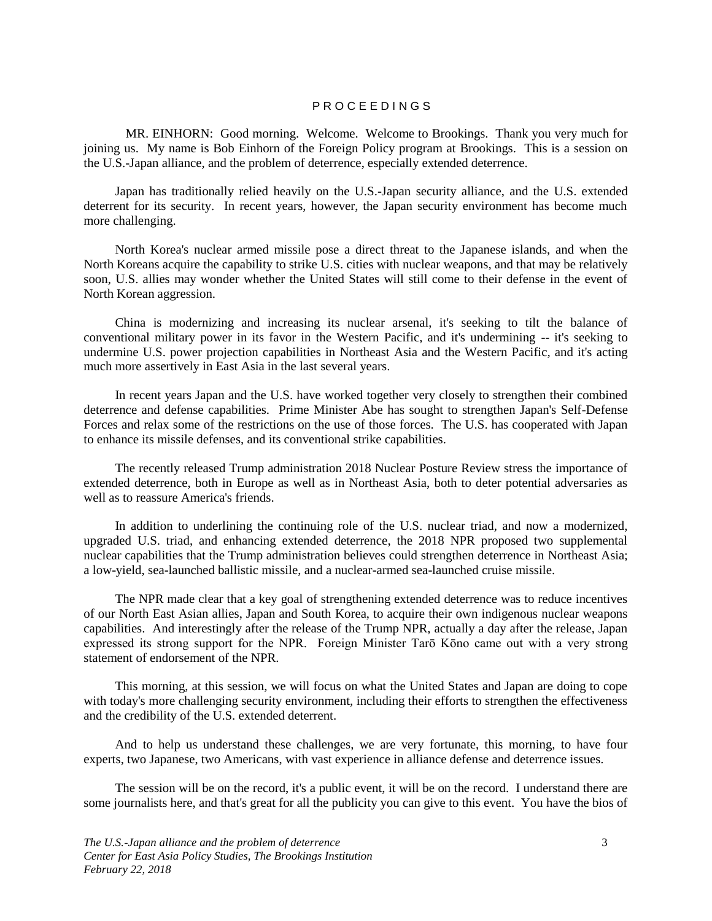P R O C E E D I N G S

MR. EINHORN: Good morning. Welcome. Welcome to Brookings. Thank you very much for joining us. My name is Bob Einhorn of the Foreign Policy program at Brookings. This is a session on the U.S.-Japan alliance, and the problem of deterrence, especially extended deterrence.

Japan has traditionally relied heavily on the U.S.-Japan security alliance, and the U.S. extended deterrent for its security. In recent years, however, the Japan security environment has become much more challenging.

North Korea's nuclear armed missile pose a direct threat to the Japanese islands, and when the North Koreans acquire the capability to strike U.S. cities with nuclear weapons, and that may be relatively soon, U.S. allies may wonder whether the United States will still come to their defense in the event of North Korean aggression.

China is modernizing and increasing its nuclear arsenal, it's seeking to tilt the balance of conventional military power in its favor in the Western Pacific, and it's undermining -- it's seeking to undermine U.S. power projection capabilities in Northeast Asia and the Western Pacific, and it's acting much more assertively in East Asia in the last several years.

In recent years Japan and the U.S. have worked together very closely to strengthen their combined deterrence and defense capabilities. Prime Minister Abe has sought to strengthen Japan's Self-Defense Forces and relax some of the restrictions on the use of those forces. The U.S. has cooperated with Japan to enhance its missile defenses, and its conventional strike capabilities.

The recently released Trump administration 2018 Nuclear Posture Review stress the importance of extended deterrence, both in Europe as well as in Northeast Asia, both to deter potential adversaries as well as to reassure America's friends.

In addition to underlining the continuing role of the U.S. nuclear triad, and now a modernized, upgraded U.S. triad, and enhancing extended deterrence, the 2018 NPR proposed two supplemental nuclear capabilities that the Trump administration believes could strengthen deterrence in Northeast Asia; a low-yield, sea-launched ballistic missile, and a nuclear-armed sea-launched cruise missile.

The NPR made clear that a key goal of strengthening extended deterrence was to reduce incentives of our North East Asian allies, Japan and South Korea, to acquire their own indigenous nuclear weapons capabilities. And interestingly after the release of the Trump NPR, actually a day after the release, Japan expressed its strong support for the NPR. Foreign Minister Tarō Kōno came out with a very strong statement of endorsement of the NPR.

This morning, at this session, we will focus on what the United States and Japan are doing to cope with today's more challenging security environment, including their efforts to strengthen the effectiveness and the credibility of the U.S. extended deterrent.

And to help us understand these challenges, we are very fortunate, this morning, to have four experts, two Japanese, two Americans, with vast experience in alliance defense and deterrence issues.

The session will be on the record, it's a public event, it will be on the record. I understand there are some journalists here, and that's great for all the publicity you can give to this event. You have the bios of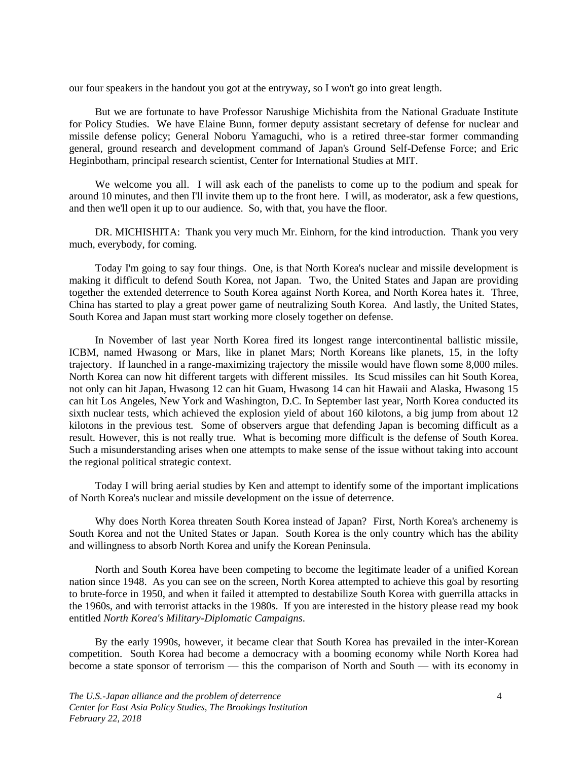our four speakers in the handout you got at the entryway, so I won't go into great length.

But we are fortunate to have Professor Narushige Michishita from the National Graduate Institute for Policy Studies. We have Elaine Bunn, former deputy assistant secretary of defense for nuclear and missile defense policy; General Noboru Yamaguchi, who is a retired three-star former commanding general, ground research and development command of Japan's Ground Self-Defense Force; and Eric Heginbotham, principal research scientist, Center for International Studies at MIT.

We welcome you all. I will ask each of the panelists to come up to the podium and speak for around 10 minutes, and then I'll invite them up to the front here. I will, as moderator, ask a few questions, and then we'll open it up to our audience. So, with that, you have the floor.

DR. MICHISHITA: Thank you very much Mr. Einhorn, for the kind introduction. Thank you very much, everybody, for coming.

Today I'm going to say four things. One, is that North Korea's nuclear and missile development is making it difficult to defend South Korea, not Japan. Two, the United States and Japan are providing together the extended deterrence to South Korea against North Korea, and North Korea hates it. Three, China has started to play a great power game of neutralizing South Korea. And lastly, the United States, South Korea and Japan must start working more closely together on defense.

In November of last year North Korea fired its longest range intercontinental ballistic missile, ICBM, named Hwasong or Mars, like in planet Mars; North Koreans like planets, 15, in the lofty trajectory. If launched in a range-maximizing trajectory the missile would have flown some 8,000 miles. North Korea can now hit different targets with different missiles. Its Scud missiles can hit South Korea, not only can hit Japan, Hwasong 12 can hit Guam, Hwasong 14 can hit Hawaii and Alaska, Hwasong 15 can hit Los Angeles, New York and Washington, D.C. In September last year, North Korea conducted its sixth nuclear tests, which achieved the explosion yield of about 160 kilotons, a big jump from about 12 kilotons in the previous test. Some of observers argue that defending Japan is becoming difficult as a result. However, this is not really true. What is becoming more difficult is the defense of South Korea. Such a misunderstanding arises when one attempts to make sense of the issue without taking into account the regional political strategic context.

Today I will bring aerial studies by Ken and attempt to identify some of the important implications of North Korea's nuclear and missile development on the issue of deterrence.

Why does North Korea threaten South Korea instead of Japan? First, North Korea's archenemy is South Korea and not the United States or Japan. South Korea is the only country which has the ability and willingness to absorb North Korea and unify the Korean Peninsula.

North and South Korea have been competing to become the legitimate leader of a unified Korean nation since 1948. As you can see on the screen, North Korea attempted to achieve this goal by resorting to brute-force in 1950, and when it failed it attempted to destabilize South Korea with guerrilla attacks in the 1960s, and with terrorist attacks in the 1980s. If you are interested in the history please read my book entitled *North Korea's Military-Diplomatic Campaigns*.

By the early 1990s, however, it became clear that South Korea has prevailed in the inter-Korean competition. South Korea had become a democracy with a booming economy while North Korea had become a state sponsor of terrorism — this the comparison of North and South — with its economy in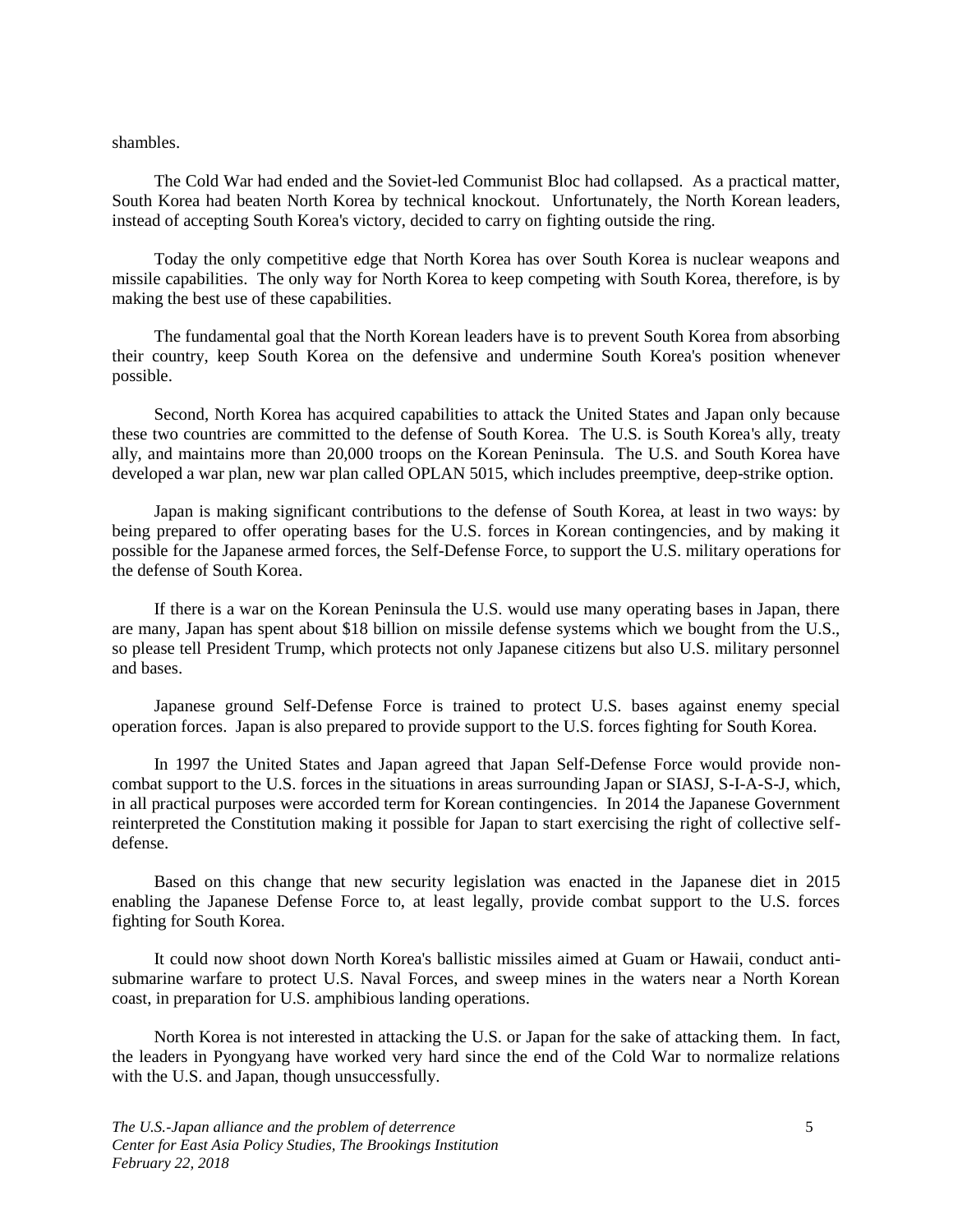shambles.

The Cold War had ended and the Soviet-led Communist Bloc had collapsed. As a practical matter, South Korea had beaten North Korea by technical knockout. Unfortunately, the North Korean leaders, instead of accepting South Korea's victory, decided to carry on fighting outside the ring.

Today the only competitive edge that North Korea has over South Korea is nuclear weapons and missile capabilities. The only way for North Korea to keep competing with South Korea, therefore, is by making the best use of these capabilities.

The fundamental goal that the North Korean leaders have is to prevent South Korea from absorbing their country, keep South Korea on the defensive and undermine South Korea's position whenever possible.

Second, North Korea has acquired capabilities to attack the United States and Japan only because these two countries are committed to the defense of South Korea. The U.S. is South Korea's ally, treaty ally, and maintains more than 20,000 troops on the Korean Peninsula. The U.S. and South Korea have developed a war plan, new war plan called OPLAN 5015, which includes preemptive, deep-strike option.

Japan is making significant contributions to the defense of South Korea, at least in two ways: by being prepared to offer operating bases for the U.S. forces in Korean contingencies, and by making it possible for the Japanese armed forces, the Self-Defense Force, to support the U.S. military operations for the defense of South Korea.

If there is a war on the Korean Peninsula the U.S. would use many operating bases in Japan, there are many, Japan has spent about $18 billion on missile defense systems which we bought from the U.S., so please tell President Trump, which protects not only Japanese citizens but also U.S. military personnel and bases.

Japanese ground Self-Defense Force is trained to protect U.S. bases against enemy special operation forces. Japan is also prepared to provide support to the U.S. forces fighting for South Korea.

In 1997 the United States and Japan agreed that Japan Self-Defense Force would provide non-combat support to the U.S. forces in the situations in areas surrounding Japan or SIASJ, S-I-A-S-J, which, in all practical purposes were accorded term for Korean contingencies. In 2014 the Japanese Government reinterpreted the Constitution making it possible for Japan to start exercising the right of collective self-defense.

Based on this change that new security legislation was enacted in the Japanese diet in 2015 enabling the Japanese Defense Force to, at least legally, provide combat support to the U.S. forces fighting for South Korea.

It could now shoot down North Korea's ballistic missiles aimed at Guam or Hawaii, conduct anti-submarine warfare to protect U.S. Naval Forces, and sweep mines in the waters near a North Korean coast, in preparation for U.S. amphibious landing operations.

North Korea is not interested in attacking the U.S. or Japan for the sake of attacking them. In fact, the leaders in Pyongyang have worked very hard since the end of the Cold War to normalize relations with the U.S. and Japan, though unsuccessfully.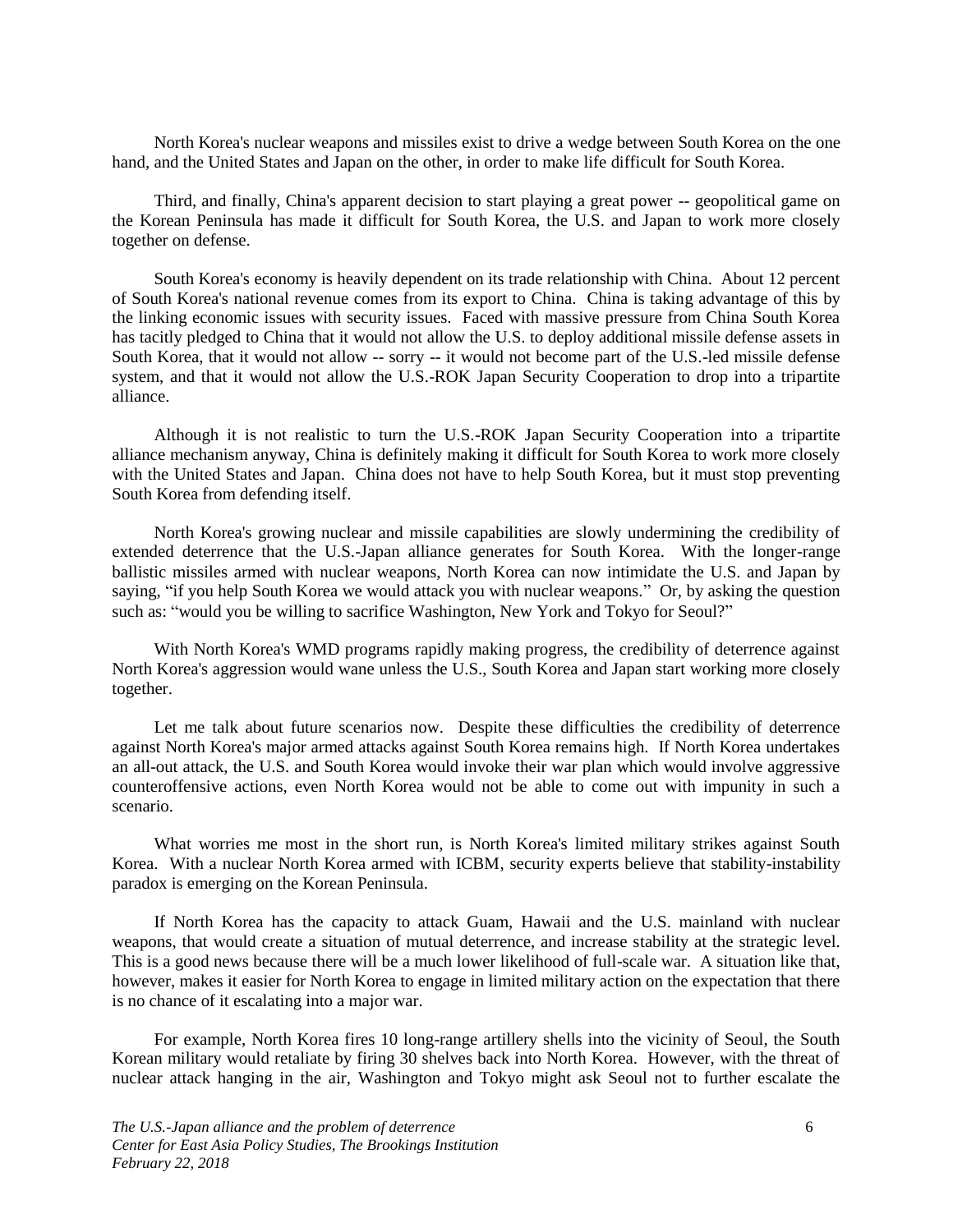North Korea's nuclear weapons and missiles exist to drive a wedge between South Korea on the one hand, and the United States and Japan on the other, in order to make life difficult for South Korea.

Third, and finally, China's apparent decision to start playing a great power -- geopolitical game on the Korean Peninsula has made it difficult for South Korea, the U.S. and Japan to work more closely together on defense.

South Korea's economy is heavily dependent on its trade relationship with China. About 12 percent of South Korea's national revenue comes from its export to China. China is taking advantage of this by the linking economic issues with security issues. Faced with massive pressure from China South Korea has tacitly pledged to China that it would not allow the U.S. to deploy additional missile defense assets in South Korea, that it would not allow -- sorry -- it would not become part of the U.S.-led missile defense system, and that it would not allow the U.S.-ROK Japan Security Cooperation to drop into a tripartite alliance.

Although it is not realistic to turn the U.S.-ROK Japan Security Cooperation into a tripartite alliance mechanism anyway, China is definitely making it difficult for South Korea to work more closely with the United States and Japan. China does not have to help South Korea, but it must stop preventing South Korea from defending itself.

North Korea's growing nuclear and missile capabilities are slowly undermining the credibility of extended deterrence that the U.S.-Japan alliance generates for South Korea. With the longer-range ballistic missiles armed with nuclear weapons, North Korea can now intimidate the U.S. and Japan by saying, "if you help South Korea we would attack you with nuclear weapons." Or, by asking the question such as: "would you be willing to sacrifice Washington, New York and Tokyo for Seoul?"

With North Korea's WMD programs rapidly making progress, the credibility of deterrence against North Korea's aggression would wane unless the U.S., South Korea and Japan start working more closely together.

Let me talk about future scenarios now. Despite these difficulties the credibility of deterrence against North Korea's major armed attacks against South Korea remains high. If North Korea undertakes an all-out attack, the U.S. and South Korea would invoke their war plan which would involve aggressive counteroffensive actions, even North Korea would not be able to come out with impunity in such a scenario.

What worries me most in the short run, is North Korea's limited military strikes against South Korea. With a nuclear North Korea armed with ICBM, security experts believe that stability-instability paradox is emerging on the Korean Peninsula.

If North Korea has the capacity to attack Guam, Hawaii and the U.S. mainland with nuclear weapons, that would create a situation of mutual deterrence, and increase stability at the strategic level. This is a good news because there will be a much lower likelihood of full-scale war. A situation like that, however, makes it easier for North Korea to engage in limited military action on the expectation that there is no chance of it escalating into a major war.

For example, North Korea fires 10 long-range artillery shells into the vicinity of Seoul, the South Korean military would retaliate by firing 30 shelves back into North Korea. However, with the threat of nuclear attack hanging in the air, Washington and Tokyo might ask Seoul not to further escalate the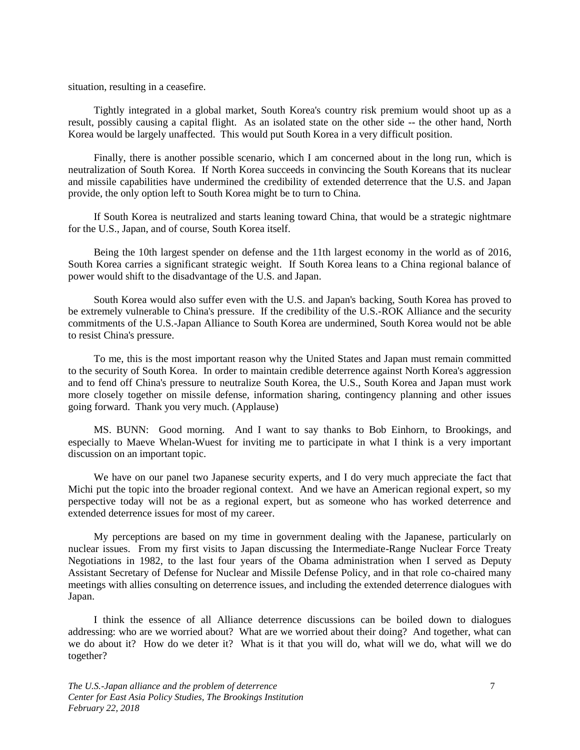situation, resulting in a ceasefire.

Tightly integrated in a global market, South Korea's country risk premium would shoot up as a result, possibly causing a capital flight. As an isolated state on the other side -- the other hand, North Korea would be largely unaffected. This would put South Korea in a very difficult position.

Finally, there is another possible scenario, which I am concerned about in the long run, which is neutralization of South Korea. If North Korea succeeds in convincing the South Koreans that its nuclear and missile capabilities have undermined the credibility of extended deterrence that the U.S. and Japan provide, the only option left to South Korea might be to turn to China.

If South Korea is neutralized and starts leaning toward China, that would be a strategic nightmare for the U.S., Japan, and of course, South Korea itself.

Being the 10th largest spender on defense and the 11th largest economy in the world as of 2016, South Korea carries a significant strategic weight. If South Korea leans to a China regional balance of power would shift to the disadvantage of the U.S. and Japan.

South Korea would also suffer even with the U.S. and Japan's backing, South Korea has proved to be extremely vulnerable to China's pressure. If the credibility of the U.S.-ROK Alliance and the security commitments of the U.S.-Japan Alliance to South Korea are undermined, South Korea would not be able to resist China's pressure.

To me, this is the most important reason why the United States and Japan must remain committed to the security of South Korea. In order to maintain credible deterrence against North Korea's aggression and to fend off China's pressure to neutralize South Korea, the U.S., South Korea and Japan must work more closely together on missile defense, information sharing, contingency planning and other issues going forward. Thank you very much. (Applause)

MS. BUNN: Good morning. And I want to say thanks to Bob Einhorn, to Brookings, and especially to Maeve Whelan-Wuest for inviting me to participate in what I think is a very important discussion on an important topic.

We have on our panel two Japanese security experts, and I do very much appreciate the fact that Michi put the topic into the broader regional context. And we have an American regional expert, so my perspective today will not be as a regional expert, but as someone who has worked deterrence and extended deterrence issues for most of my career.

My perceptions are based on my time in government dealing with the Japanese, particularly on nuclear issues. From my first visits to Japan discussing the Intermediate-Range Nuclear Force Treaty Negotiations in 1982, to the last four years of the Obama administration when I served as Deputy Assistant Secretary of Defense for Nuclear and Missile Defense Policy, and in that role co-chaired many meetings with allies consulting on deterrence issues, and including the extended deterrence dialogues with Japan.

I think the essence of all Alliance deterrence discussions can be boiled down to dialogues addressing: who are we worried about? What are we worried about their doing? And together, what can we do about it? How do we deter it? What is it that you will do, what will we do, what will we do together?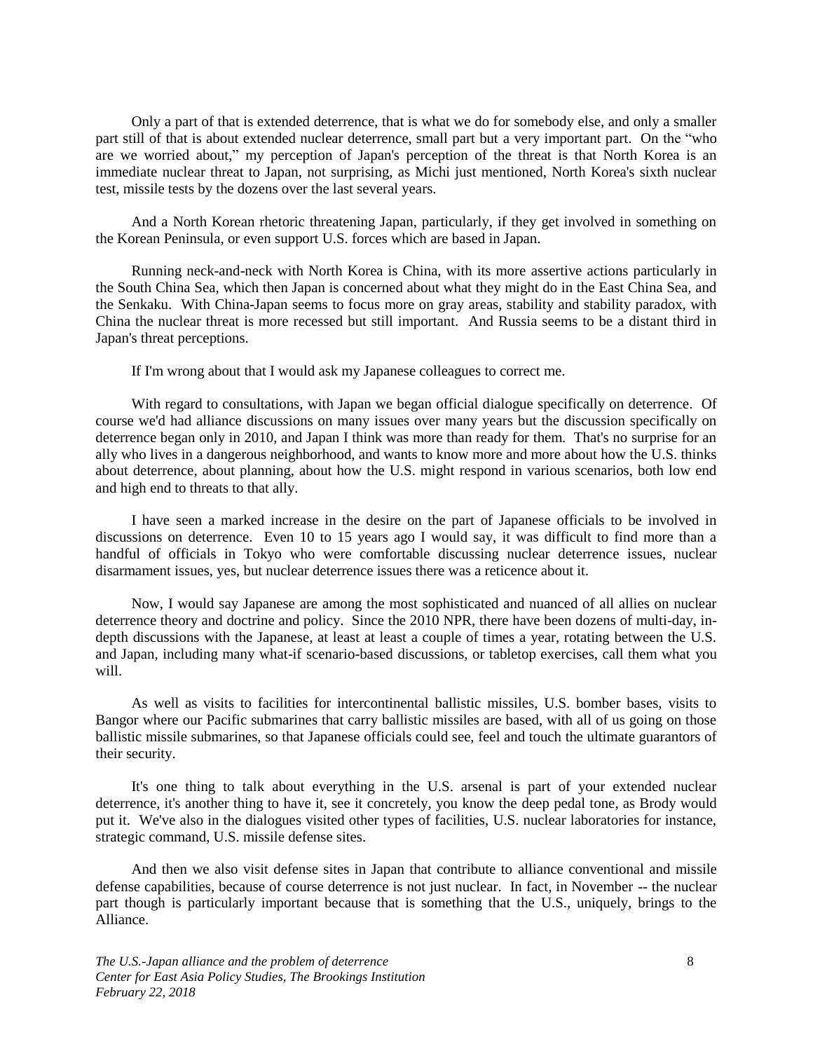Only a part of that is extended deterrence, that is what we do for somebody else, and only a smaller part still of that is about extended nuclear deterrence, small part but a very important part. On the "who are we worried about," my perception of Japan's perception of the threat is that North Korea is an immediate nuclear threat to Japan, not surprising, as Michi just mentioned, North Korea's sixth nuclear test, missile tests by the dozens over the last several years.

And a North Korean rhetoric threatening Japan, particularly, if they get involved in something on the Korean Peninsula, or even support U.S. forces which are based in Japan.

Running neck-and-neck with North Korea is China, with its more assertive actions particularly in the South China Sea, which then Japan is concerned about what they might do in the East China Sea, and the Senkaku. With China-Japan seems to focus more on gray areas, stability and stability paradox, with China the nuclear threat is more recessed but still important. And Russia seems to be a distant third in Japan's threat perceptions.

If I'm wrong about that I would ask my Japanese colleagues to correct me.

With regard to consultations, with Japan we began official dialogue specifically on deterrence. Of course we'd had alliance discussions on many issues over many years but the discussion specifically on deterrence began only in 2010, and Japan I think was more than ready for them. That's no surprise for an ally who lives in a dangerous neighborhood, and wants to know more and more about how the U.S. thinks about deterrence, about planning, about how the U.S. might respond in various scenarios, both low end and high end to threats to that ally.

I have seen a marked increase in the desire on the part of Japanese officials to be involved in discussions on deterrence. Even 10 to 15 years ago I would say, it was difficult to find more than a handful of officials in Tokyo who were comfortable discussing nuclear deterrence issues, nuclear disarmament issues, yes, but nuclear deterrence issues there was a reticence about it.

Now, I would say Japanese are among the most sophisticated and nuanced of all allies on nuclear deterrence theory and doctrine and policy. Since the 2010 NPR, there have been dozens of multi-day, in-depth discussions with the Japanese, at least at least a couple of times a year, rotating between the U.S. and Japan, including many what-if scenario-based discussions, or tabletop exercises, call them what you will.

As well as visits to facilities for intercontinental ballistic missiles, U.S. bomber bases, visits to Bangor where our Pacific submarines that carry ballistic missiles are based, with all of us going on those ballistic missile submarines, so that Japanese officials could see, feel and touch the ultimate guarantors of their security.

It's one thing to talk about everything in the U.S. arsenal is part of your extended nuclear deterrence, it's another thing to have it, see it concretely, you know the deep pedal tone, as Brody would put it. We've also in the dialogues visited other types of facilities, U.S. nuclear laboratories for instance, strategic command, U.S. missile defense sites.

And then we also visit defense sites in Japan that contribute to alliance conventional and missile defense capabilities, because of course deterrence is not just nuclear. In fact, in November -- the nuclear part though is particularly important because that is something that the U.S., uniquely, brings to the Alliance.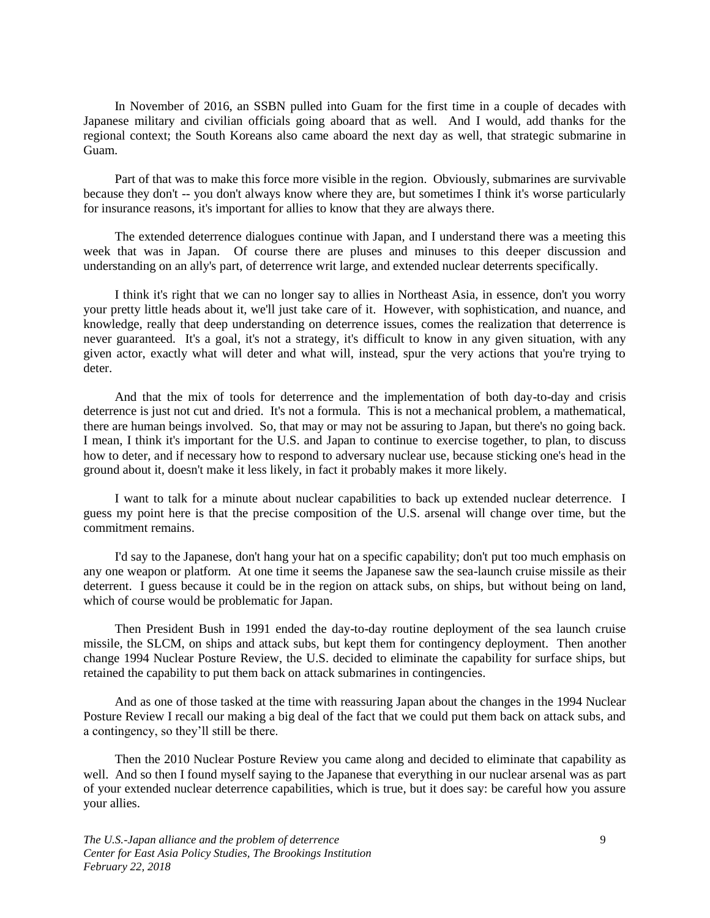In November of 2016, an SSBN pulled into Guam for the first time in a couple of decades with Japanese military and civilian officials going aboard that as well. And I would, add thanks for the regional context; the South Koreans also came aboard the next day as well, that strategic submarine in Guam.

Part of that was to make this force more visible in the region. Obviously, submarines are survivable because they don't -- you don't always know where they are, but sometimes I think it's worse particularly for insurance reasons, it's important for allies to know that they are always there.

The extended deterrence dialogues continue with Japan, and I understand there was a meeting this week that was in Japan. Of course there are pluses and minuses to this deeper discussion and understanding on an ally's part, of deterrence writ large, and extended nuclear deterrents specifically.

I think it's right that we can no longer say to allies in Northeast Asia, in essence, don't you worry your pretty little heads about it, we'll just take care of it. However, with sophistication, and nuance, and knowledge, really that deep understanding on deterrence issues, comes the realization that deterrence is never guaranteed. It's a goal, it's not a strategy, it's difficult to know in any given situation, with any given actor, exactly what will deter and what will, instead, spur the very actions that you're trying to deter.

And that the mix of tools for deterrence and the implementation of both day-to-day and crisis deterrence is just not cut and dried. It's not a formula. This is not a mechanical problem, a mathematical, there are human beings involved. So, that may or may not be assuring to Japan, but there's no going back. I mean, I think it's important for the U.S. and Japan to continue to exercise together, to plan, to discuss how to deter, and if necessary how to respond to adversary nuclear use, because sticking one's head in the ground about it, doesn't make it less likely, in fact it probably makes it more likely.

I want to talk for a minute about nuclear capabilities to back up extended nuclear deterrence. I guess my point here is that the precise composition of the U.S. arsenal will change over time, but the commitment remains.

I'd say to the Japanese, don't hang your hat on a specific capability; don't put too much emphasis on any one weapon or platform. At one time it seems the Japanese saw the sea-launch cruise missile as their deterrent. I guess because it could be in the region on attack subs, on ships, but without being on land, which of course would be problematic for Japan.

Then President Bush in 1991 ended the day-to-day routine deployment of the sea launch cruise missile, the SLCM, on ships and attack subs, but kept them for contingency deployment. Then another change 1994 Nuclear Posture Review, the U.S. decided to eliminate the capability for surface ships, but retained the capability to put them back on attack submarines in contingencies.

And as one of those tasked at the time with reassuring Japan about the changes in the 1994 Nuclear Posture Review I recall our making a big deal of the fact that we could put them back on attack subs, and a contingency, so they'll still be there.

Then the 2010 Nuclear Posture Review you came along and decided to eliminate that capability as well. And so then I found myself saying to the Japanese that everything in our nuclear arsenal was as part of your extended nuclear deterrence capabilities, which is true, but it does say: be careful how you assure your allies.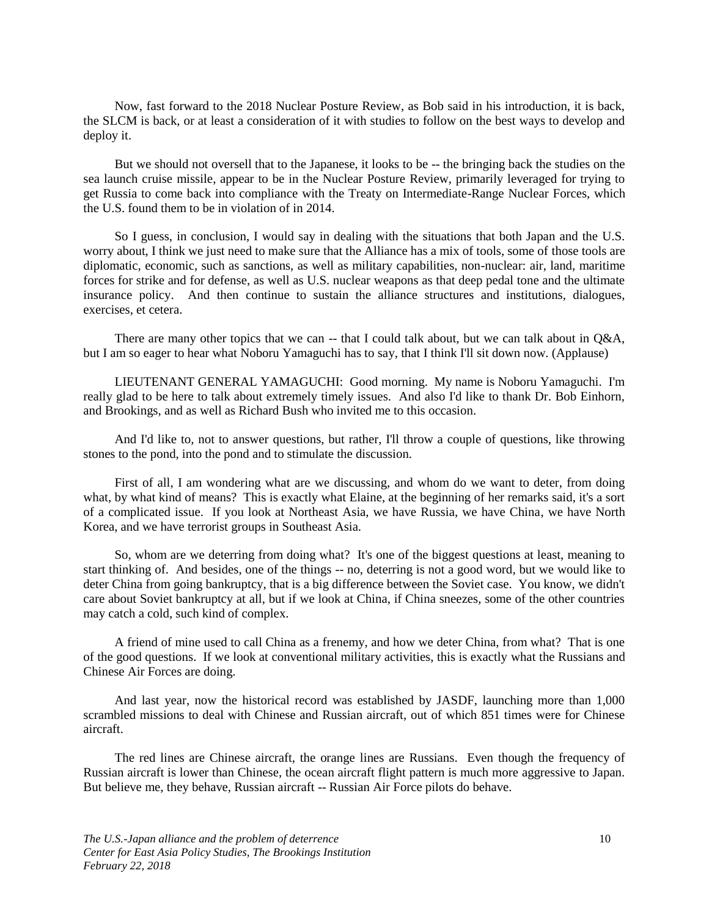Now, fast forward to the 2018 Nuclear Posture Review, as Bob said in his introduction, it is back, the SLCM is back, or at least a consideration of it with studies to follow on the best ways to develop and deploy it.

But we should not oversell that to the Japanese, it looks to be -- the bringing back the studies on the sea launch cruise missile, appear to be in the Nuclear Posture Review, primarily leveraged for trying to get Russia to come back into compliance with the Treaty on Intermediate-Range Nuclear Forces, which the U.S. found them to be in violation of in 2014.

So I guess, in conclusion, I would say in dealing with the situations that both Japan and the U.S. worry about, I think we just need to make sure that the Alliance has a mix of tools, some of those tools are diplomatic, economic, such as sanctions, as well as military capabilities, non-nuclear: air, land, maritime forces for strike and for defense, as well as U.S. nuclear weapons as that deep pedal tone and the ultimate insurance policy. And then continue to sustain the alliance structures and institutions, dialogues, exercises, et cetera.

There are many other topics that we can -- that I could talk about, but we can talk about in Q&A, but I am so eager to hear what Noboru Yamaguchi has to say, that I think I'll sit down now. (Applause)

LIEUTENANT GENERAL YAMAGUCHI: Good morning. My name is Noboru Yamaguchi. I'm really glad to be here to talk about extremely timely issues. And also I'd like to thank Dr. Bob Einhorn, and Brookings, and as well as Richard Bush who invited me to this occasion.

And I'd like to, not to answer questions, but rather, I'll throw a couple of questions, like throwing stones to the pond, into the pond and to stimulate the discussion.

First of all, I am wondering what are we discussing, and whom do we want to deter, from doing what, by what kind of means? This is exactly what Elaine, at the beginning of her remarks said, it's a sort of a complicated issue. If you look at Northeast Asia, we have Russia, we have China, we have North Korea, and we have terrorist groups in Southeast Asia.

So, whom are we deterring from doing what? It's one of the biggest questions at least, meaning to start thinking of. And besides, one of the things -- no, deterring is not a good word, but we would like to deter China from going bankruptcy, that is a big difference between the Soviet case. You know, we didn't care about Soviet bankruptcy at all, but if we look at China, if China sneezes, some of the other countries may catch a cold, such kind of complex.

A friend of mine used to call China as a frenemy, and how we deter China, from what? That is one of the good questions. If we look at conventional military activities, this is exactly what the Russians and Chinese Air Forces are doing.

And last year, now the historical record was established by JASDF, launching more than 1,000 scrambled missions to deal with Chinese and Russian aircraft, out of which 851 times were for Chinese aircraft.

The red lines are Chinese aircraft, the orange lines are Russians. Even though the frequency of Russian aircraft is lower than Chinese, the ocean aircraft flight pattern is much more aggressive to Japan. But believe me, they behave, Russian aircraft -- Russian Air Force pilots do behave.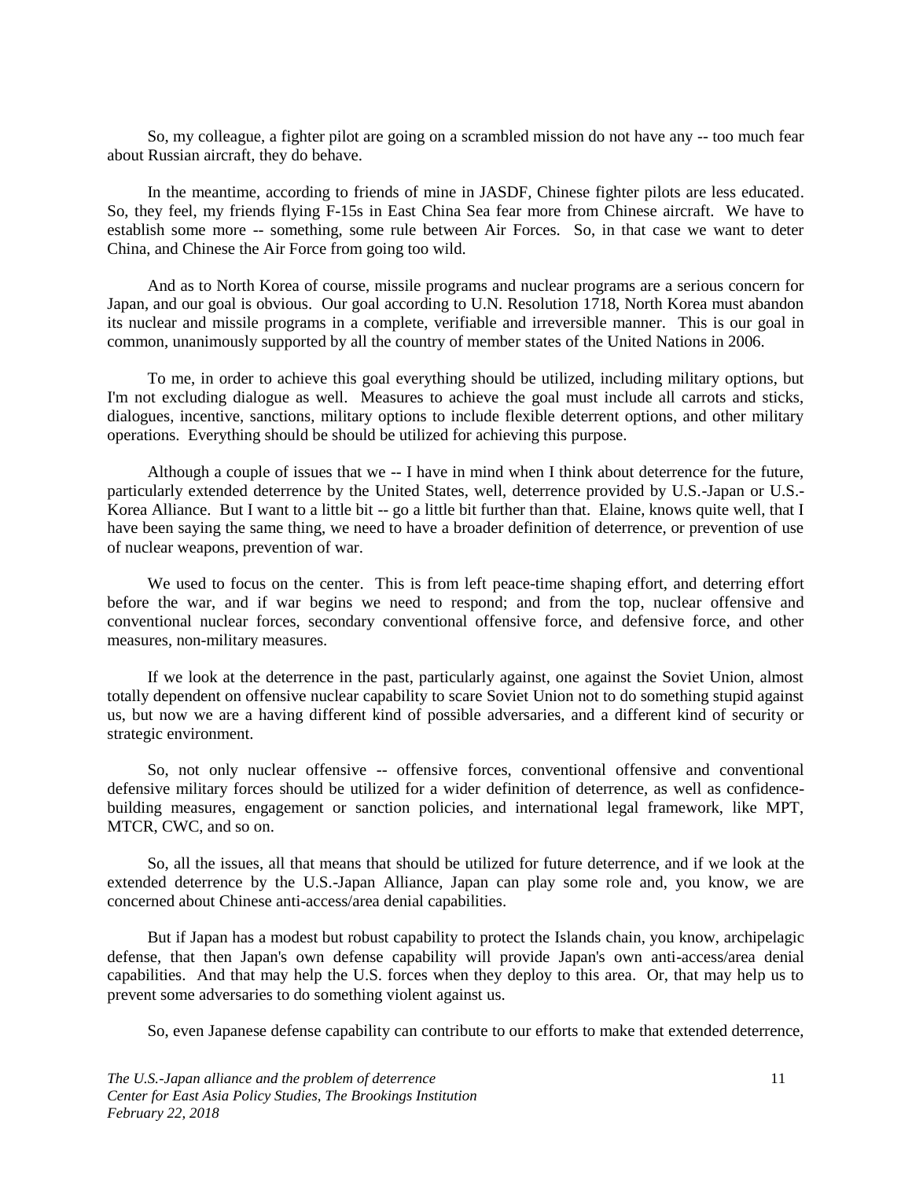So, my colleague, a fighter pilot are going on a scrambled mission do not have any -- too much fear about Russian aircraft, they do behave.

In the meantime, according to friends of mine in JASDF, Chinese fighter pilots are less educated. So, they feel, my friends flying F-15s in East China Sea fear more from Chinese aircraft. We have to establish some more -- something, some rule between Air Forces. So, in that case we want to deter China, and Chinese the Air Force from going too wild.

And as to North Korea of course, missile programs and nuclear programs are a serious concern for Japan, and our goal is obvious. Our goal according to U.N. Resolution 1718, North Korea must abandon its nuclear and missile programs in a complete, verifiable and irreversible manner. This is our goal in common, unanimously supported by all the country of member states of the United Nations in 2006.

To me, in order to achieve this goal everything should be utilized, including military options, but I'm not excluding dialogue as well. Measures to achieve the goal must include all carrots and sticks, dialogues, incentive, sanctions, military options to include flexible deterrent options, and other military operations. Everything should be should be utilized for achieving this purpose.

Although a couple of issues that we -- I have in mind when I think about deterrence for the future, particularly extended deterrence by the United States, well, deterrence provided by U.S.-Japan or U.S.-Korea Alliance. But I want to a little bit -- go a little bit further than that. Elaine, knows quite well, that I have been saying the same thing, we need to have a broader definition of deterrence, or prevention of use of nuclear weapons, prevention of war.

We used to focus on the center. This is from left peace-time shaping effort, and deterring effort before the war, and if war begins we need to respond; and from the top, nuclear offensive and conventional nuclear forces, secondary conventional offensive force, and defensive force, and other measures, non-military measures.

If we look at the deterrence in the past, particularly against, one against the Soviet Union, almost totally dependent on offensive nuclear capability to scare Soviet Union not to do something stupid against us, but now we are a having different kind of possible adversaries, and a different kind of security or strategic environment.

So, not only nuclear offensive -- offensive forces, conventional offensive and conventional defensive military forces should be utilized for a wider definition of deterrence, as well as confidence-building measures, engagement or sanction policies, and international legal framework, like MPT, MTCR, CWC, and so on.

So, all the issues, all that means that should be utilized for future deterrence, and if we look at the extended deterrence by the U.S.-Japan Alliance, Japan can play some role and, you know, we are concerned about Chinese anti-access/area denial capabilities.

But if Japan has a modest but robust capability to protect the Islands chain, you know, archipelagic defense, that then Japan's own defense capability will provide Japan's own anti-access/area denial capabilities. And that may help the U.S. forces when they deploy to this area. Or, that may help us to prevent some adversaries to do something violent against us.

So, even Japanese defense capability can contribute to our efforts to make that extended deterrence,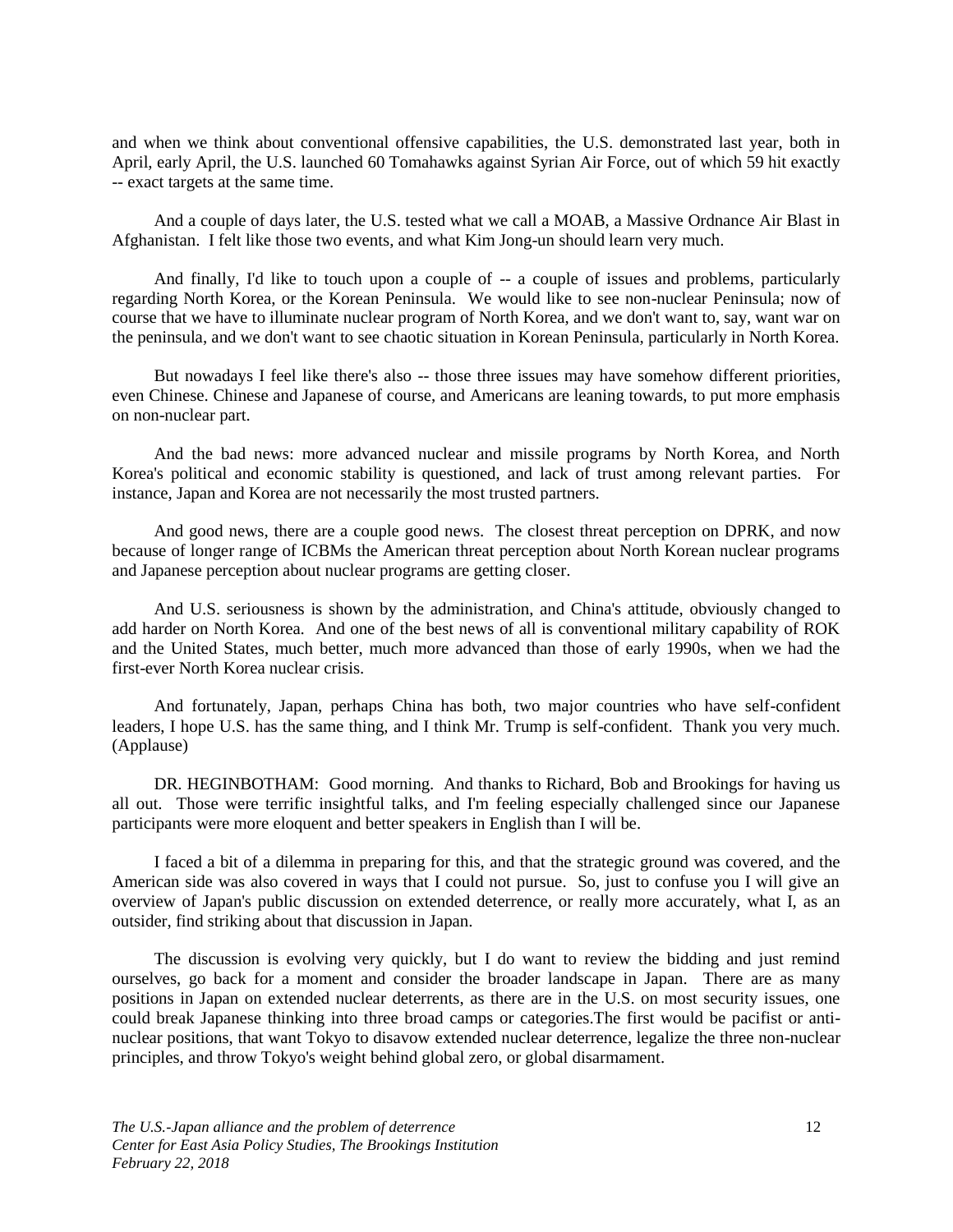and when we think about conventional offensive capabilities, the U.S. demonstrated last year, both in April, early April, the U.S. launched 60 Tomahawks against Syrian Air Force, out of which 59 hit exactly -- exact targets at the same time.

And a couple of days later, the U.S. tested what we call a MOAB, a Massive Ordnance Air Blast in Afghanistan. I felt like those two events, and what Kim Jong-un should learn very much.

And finally, I'd like to touch upon a couple of -- a couple of issues and problems, particularly regarding North Korea, or the Korean Peninsula. We would like to see non-nuclear Peninsula; now of course that we have to illuminate nuclear program of North Korea, and we don't want to, say, want war on the peninsula, and we don't want to see chaotic situation in Korean Peninsula, particularly in North Korea.

But nowadays I feel like there's also -- those three issues may have somehow different priorities, even Chinese. Chinese and Japanese of course, and Americans are leaning towards, to put more emphasis on non-nuclear part.

And the bad news: more advanced nuclear and missile programs by North Korea, and North Korea's political and economic stability is questioned, and lack of trust among relevant parties. For instance, Japan and Korea are not necessarily the most trusted partners.

And good news, there are a couple good news. The closest threat perception on DPRK, and now because of longer range of ICBMs the American threat perception about North Korean nuclear programs and Japanese perception about nuclear programs are getting closer.

And U.S. seriousness is shown by the administration, and China's attitude, obviously changed to add harder on North Korea. And one of the best news of all is conventional military capability of ROK and the United States, much better, much more advanced than those of early 1990s, when we had the first-ever North Korea nuclear crisis.

And fortunately, Japan, perhaps China has both, two major countries who have self-confident leaders, I hope U.S. has the same thing, and I think Mr. Trump is self-confident. Thank you very much. (Applause)

DR. HEGINBOTHAM: Good morning. And thanks to Richard, Bob and Brookings for having us all out. Those were terrific insightful talks, and I'm feeling especially challenged since our Japanese participants were more eloquent and better speakers in English than I will be.

I faced a bit of a dilemma in preparing for this, and that the strategic ground was covered, and the American side was also covered in ways that I could not pursue. So, just to confuse you I will give an overview of Japan's public discussion on extended deterrence, or really more accurately, what I, as an outsider, find striking about that discussion in Japan.

The discussion is evolving very quickly, but I do want to review the bidding and just remind ourselves, go back for a moment and consider the broader landscape in Japan. There are as many positions in Japan on extended nuclear deterrents, as there are in the U.S. on most security issues, one could break Japanese thinking into three broad camps or categories.The first would be pacifist or anti-nuclear positions, that want Tokyo to disavow extended nuclear deterrence, legalize the three non-nuclear principles, and throw Tokyo's weight behind global zero, or global disarmament.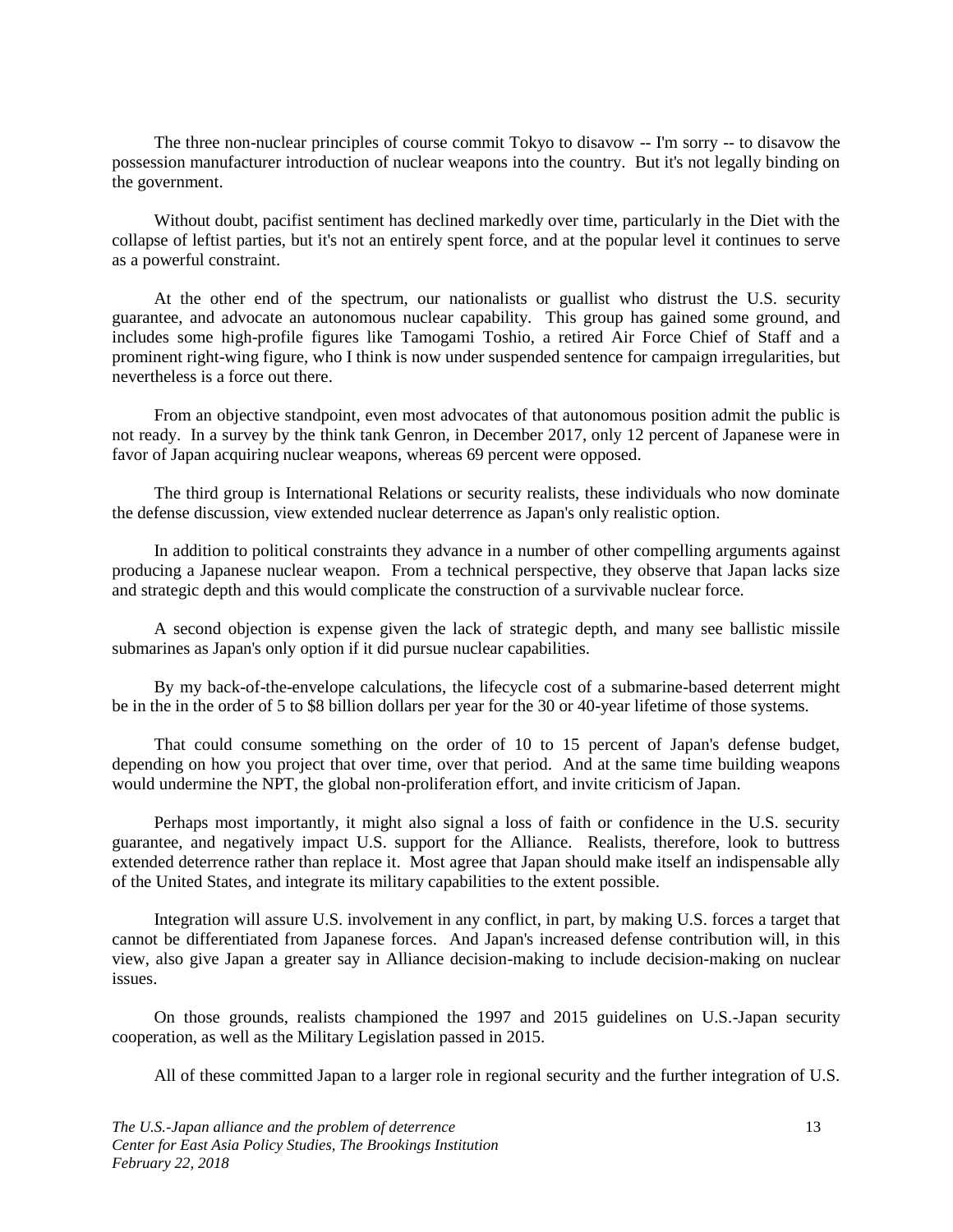The three non-nuclear principles of course commit Tokyo to disavow -- I'm sorry -- to disavow the possession manufacturer introduction of nuclear weapons into the country. But it's not legally binding on the government.

Without doubt, pacifist sentiment has declined markedly over time, particularly in the Diet with the collapse of leftist parties, but it's not an entirely spent force, and at the popular level it continues to serve as a powerful constraint.

At the other end of the spectrum, our nationalists or guallist who distrust the U.S. security guarantee, and advocate an autonomous nuclear capability. This group has gained some ground, and includes some high-profile figures like Tamogami Toshio, a retired Air Force Chief of Staff and a prominent right-wing figure, who I think is now under suspended sentence for campaign irregularities, but nevertheless is a force out there.

From an objective standpoint, even most advocates of that autonomous position admit the public is not ready. In a survey by the think tank Genron, in December 2017, only 12 percent of Japanese were in favor of Japan acquiring nuclear weapons, whereas 69 percent were opposed.

The third group is International Relations or security realists, these individuals who now dominate the defense discussion, view extended nuclear deterrence as Japan's only realistic option.

In addition to political constraints they advance in a number of other compelling arguments against producing a Japanese nuclear weapon. From a technical perspective, they observe that Japan lacks size and strategic depth and this would complicate the construction of a survivable nuclear force.

A second objection is expense given the lack of strategic depth, and many see ballistic missile submarines as Japan's only option if it did pursue nuclear capabilities.

By my back-of-the-envelope calculations, the lifecycle cost of a submarine-based deterrent might be in the in the order of 5 to $8 billion dollars per year for the 30 or 40-year lifetime of those systems.

That could consume something on the order of 10 to 15 percent of Japan's defense budget, depending on how you project that over time, over that period. And at the same time building weapons would undermine the NPT, the global non-proliferation effort, and invite criticism of Japan.

Perhaps most importantly, it might also signal a loss of faith or confidence in the U.S. security guarantee, and negatively impact U.S. support for the Alliance. Realists, therefore, look to buttress extended deterrence rather than replace it. Most agree that Japan should make itself an indispensable ally of the United States, and integrate its military capabilities to the extent possible.

Integration will assure U.S. involvement in any conflict, in part, by making U.S. forces a target that cannot be differentiated from Japanese forces. And Japan's increased defense contribution will, in this view, also give Japan a greater say in Alliance decision-making to include decision-making on nuclear issues.

On those grounds, realists championed the 1997 and 2015 guidelines on U.S.-Japan security cooperation, as well as the Military Legislation passed in 2015.

All of these committed Japan to a larger role in regional security and the further integration of U.S.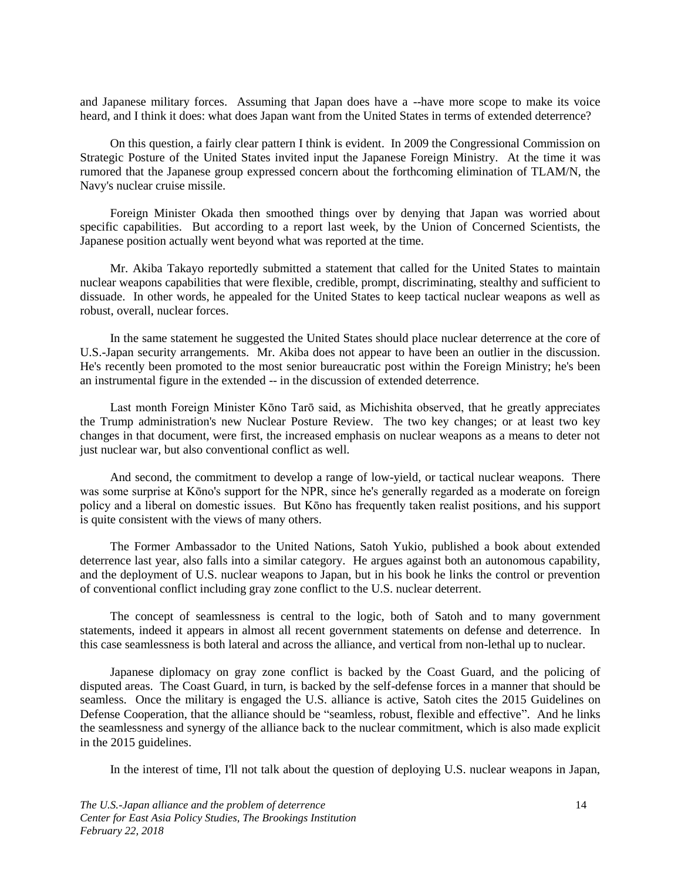and Japanese military forces. Assuming that Japan does have a --have more scope to make its voice heard, and I think it does: what does Japan want from the United States in terms of extended deterrence?

On this question, a fairly clear pattern I think is evident. In 2009 the Congressional Commission on Strategic Posture of the United States invited input the Japanese Foreign Ministry. At the time it was rumored that the Japanese group expressed concern about the forthcoming elimination of TLAM/N, the Navy's nuclear cruise missile.

Foreign Minister Okada then smoothed things over by denying that Japan was worried about specific capabilities. But according to a report last week, by the Union of Concerned Scientists, the Japanese position actually went beyond what was reported at the time.

Mr. Akiba Takayo reportedly submitted a statement that called for the United States to maintain nuclear weapons capabilities that were flexible, credible, prompt, discriminating, stealthy and sufficient to dissuade. In other words, he appealed for the United States to keep tactical nuclear weapons as well as robust, overall, nuclear forces.

In the same statement he suggested the United States should place nuclear deterrence at the core of U.S.-Japan security arrangements. Mr. Akiba does not appear to have been an outlier in the discussion. He's recently been promoted to the most senior bureaucratic post within the Foreign Ministry; he's been an instrumental figure in the extended -- in the discussion of extended deterrence.

Last month Foreign Minister Kōno Tarō said, as Michishita observed, that he greatly appreciates the Trump administration's new Nuclear Posture Review. The two key changes; or at least two key changes in that document, were first, the increased emphasis on nuclear weapons as a means to deter not just nuclear war, but also conventional conflict as well.

And second, the commitment to develop a range of low-yield, or tactical nuclear weapons. There was some surprise at Kōno's support for the NPR, since he's generally regarded as a moderate on foreign policy and a liberal on domestic issues. But Kōno has frequently taken realist positions, and his support is quite consistent with the views of many others.

The Former Ambassador to the United Nations, Satoh Yukio, published a book about extended deterrence last year, also falls into a similar category. He argues against both an autonomous capability, and the deployment of U.S. nuclear weapons to Japan, but in his book he links the control or prevention of conventional conflict including gray zone conflict to the U.S. nuclear deterrent.

The concept of seamlessness is central to the logic, both of Satoh and to many government statements, indeed it appears in almost all recent government statements on defense and deterrence. In this case seamlessness is both lateral and across the alliance, and vertical from non-lethal up to nuclear.

Japanese diplomacy on gray zone conflict is backed by the Coast Guard, and the policing of disputed areas. The Coast Guard, in turn, is backed by the self-defense forces in a manner that should be seamless. Once the military is engaged the U.S. alliance is active, Satoh cites the 2015 Guidelines on Defense Cooperation, that the alliance should be "seamless, robust, flexible and effective". And he links the seamlessness and synergy of the alliance back to the nuclear commitment, which is also made explicit in the 2015 guidelines.

In the interest of time, I'll not talk about the question of deploying U.S. nuclear weapons in Japan,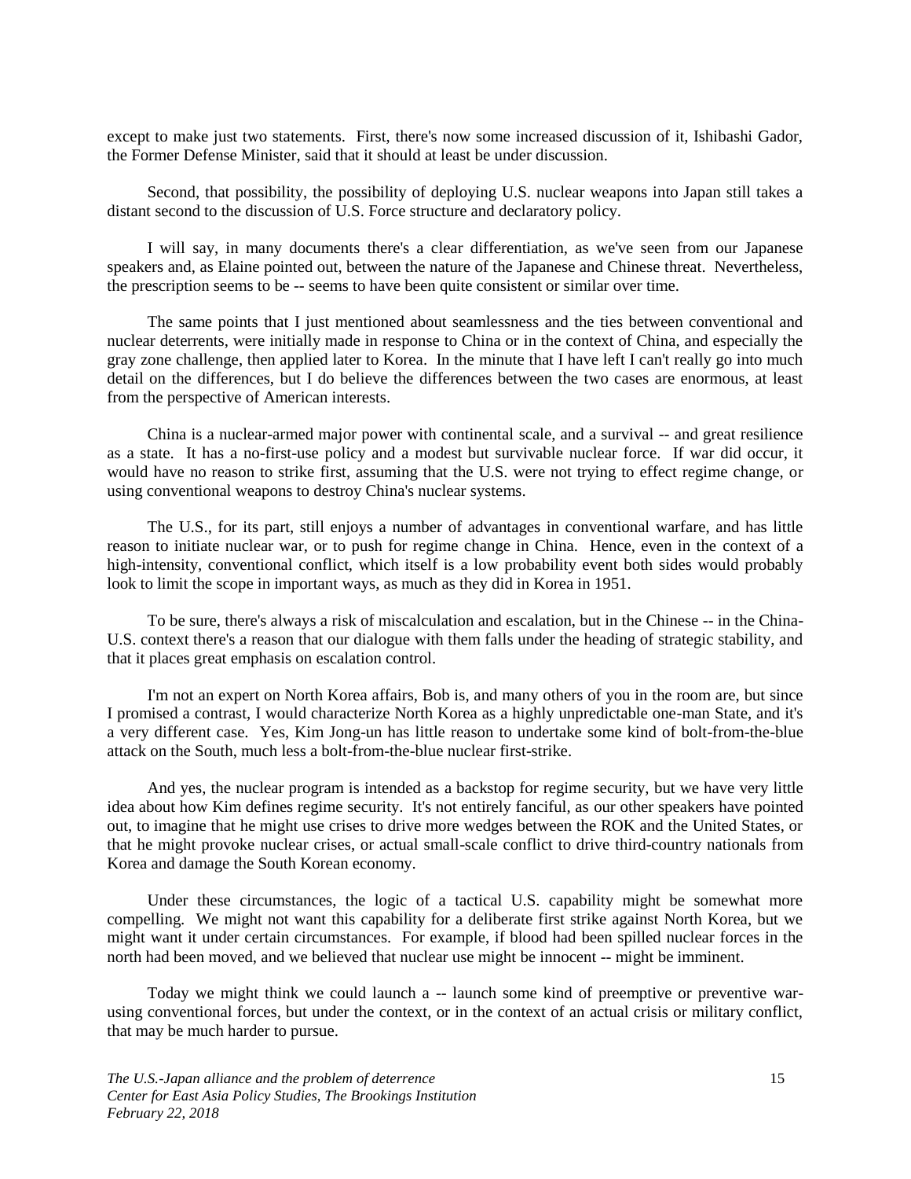except to make just two statements. First, there's now some increased discussion of it, Ishibashi Gador, the Former Defense Minister, said that it should at least be under discussion.

Second, that possibility, the possibility of deploying U.S. nuclear weapons into Japan still takes a distant second to the discussion of U.S. Force structure and declaratory policy.

I will say, in many documents there's a clear differentiation, as we've seen from our Japanese speakers and, as Elaine pointed out, between the nature of the Japanese and Chinese threat. Nevertheless, the prescription seems to be -- seems to have been quite consistent or similar over time.

The same points that I just mentioned about seamlessness and the ties between conventional and nuclear deterrents, were initially made in response to China or in the context of China, and especially the gray zone challenge, then applied later to Korea. In the minute that I have left I can't really go into much detail on the differences, but I do believe the differences between the two cases are enormous, at least from the perspective of American interests.

China is a nuclear-armed major power with continental scale, and a survival -- and great resilience as a state. It has a no-first-use policy and a modest but survivable nuclear force. If war did occur, it would have no reason to strike first, assuming that the U.S. were not trying to effect regime change, or using conventional weapons to destroy China's nuclear systems.

The U.S., for its part, still enjoys a number of advantages in conventional warfare, and has little reason to initiate nuclear war, or to push for regime change in China. Hence, even in the context of a high-intensity, conventional conflict, which itself is a low probability event both sides would probably look to limit the scope in important ways, as much as they did in Korea in 1951.

To be sure, there's always a risk of miscalculation and escalation, but in the Chinese -- in the China-U.S. context there's a reason that our dialogue with them falls under the heading of strategic stability, and that it places great emphasis on escalation control.

I'm not an expert on North Korea affairs, Bob is, and many others of you in the room are, but since I promised a contrast, I would characterize North Korea as a highly unpredictable one-man State, and it's a very different case. Yes, Kim Jong-un has little reason to undertake some kind of bolt-from-the-blue attack on the South, much less a bolt-from-the-blue nuclear first-strike.

And yes, the nuclear program is intended as a backstop for regime security, but we have very little idea about how Kim defines regime security. It's not entirely fanciful, as our other speakers have pointed out, to imagine that he might use crises to drive more wedges between the ROK and the United States, or that he might provoke nuclear crises, or actual small-scale conflict to drive third-country nationals from Korea and damage the South Korean economy.

Under these circumstances, the logic of a tactical U.S. capability might be somewhat more compelling. We might not want this capability for a deliberate first strike against North Korea, but we might want it under certain circumstances. For example, if blood had been spilled nuclear forces in the north had been moved, and we believed that nuclear use might be innocent -- might be imminent.

Today we might think we could launch a -- launch some kind of preemptive or preventive war-using conventional forces, but under the context, or in the context of an actual crisis or military conflict, that may be much harder to pursue.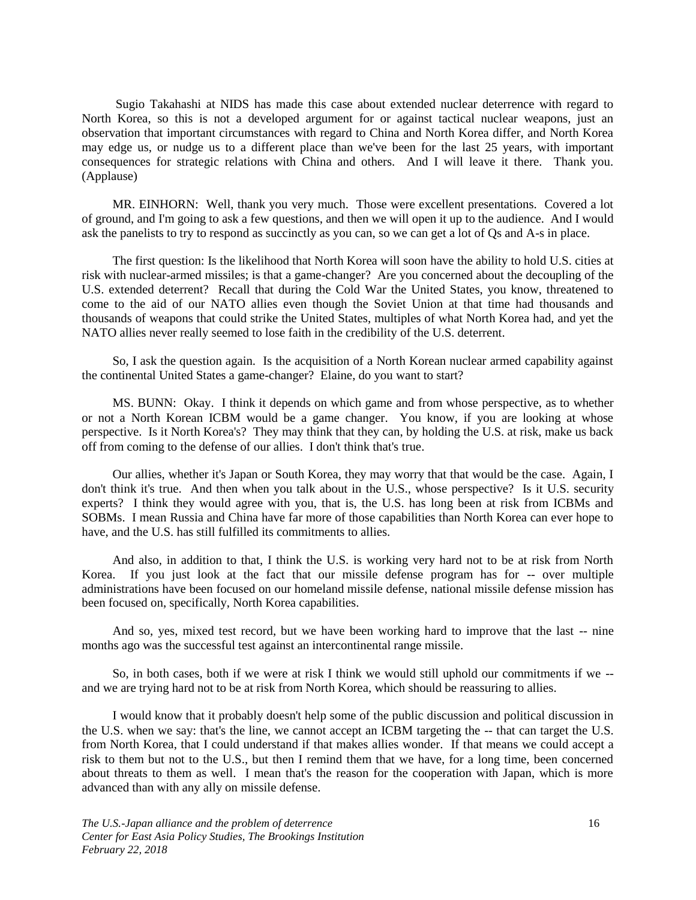Sugio Takahashi at NIDS has made this case about extended nuclear deterrence with regard to North Korea, so this is not a developed argument for or against tactical nuclear weapons, just an observation that important circumstances with regard to China and North Korea differ, and North Korea may edge us, or nudge us to a different place than we've been for the last 25 years, with important consequences for strategic relations with China and others. And I will leave it there. Thank you. (Applause)

MR. EINHORN: Well, thank you very much. Those were excellent presentations. Covered a lot of ground, and I'm going to ask a few questions, and then we will open it up to the audience. And I would ask the panelists to try to respond as succinctly as you can, so we can get a lot of Qs and A-s in place.

The first question: Is the likelihood that North Korea will soon have the ability to hold U.S. cities at risk with nuclear-armed missiles; is that a game-changer? Are you concerned about the decoupling of the U.S. extended deterrent? Recall that during the Cold War the United States, you know, threatened to come to the aid of our NATO allies even though the Soviet Union at that time had thousands and thousands of weapons that could strike the United States, multiples of what North Korea had, and yet the NATO allies never really seemed to lose faith in the credibility of the U.S. deterrent.

So, I ask the question again. Is the acquisition of a North Korean nuclear armed capability against the continental United States a game-changer? Elaine, do you want to start?

MS. BUNN: Okay. I think it depends on which game and from whose perspective, as to whether or not a North Korean ICBM would be a game changer. You know, if you are looking at whose perspective. Is it North Korea's? They may think that they can, by holding the U.S. at risk, make us back off from coming to the defense of our allies. I don't think that's true.

Our allies, whether it's Japan or South Korea, they may worry that that would be the case. Again, I don't think it's true. And then when you talk about in the U.S., whose perspective? Is it U.S. security experts? I think they would agree with you, that is, the U.S. has long been at risk from ICBMs and SOBMs. I mean Russia and China have far more of those capabilities than North Korea can ever hope to have, and the U.S. has still fulfilled its commitments to allies.

And also, in addition to that, I think the U.S. is working very hard not to be at risk from North Korea. If you just look at the fact that our missile defense program has for -- over multiple administrations have been focused on our homeland missile defense, national missile defense mission has been focused on, specifically, North Korea capabilities.

And so, yes, mixed test record, but we have been working hard to improve that the last -- nine months ago was the successful test against an intercontinental range missile.

So, in both cases, both if we were at risk I think we would still uphold our commitments if we -- and we are trying hard not to be at risk from North Korea, which should be reassuring to allies.

I would know that it probably doesn't help some of the public discussion and political discussion in the U.S. when we say: that's the line, we cannot accept an ICBM targeting the -- that can target the U.S. from North Korea, that I could understand if that makes allies wonder. If that means we could accept a risk to them but not to the U.S., but then I remind them that we have, for a long time, been concerned about threats to them as well. I mean that's the reason for the cooperation with Japan, which is more advanced than with any ally on missile defense.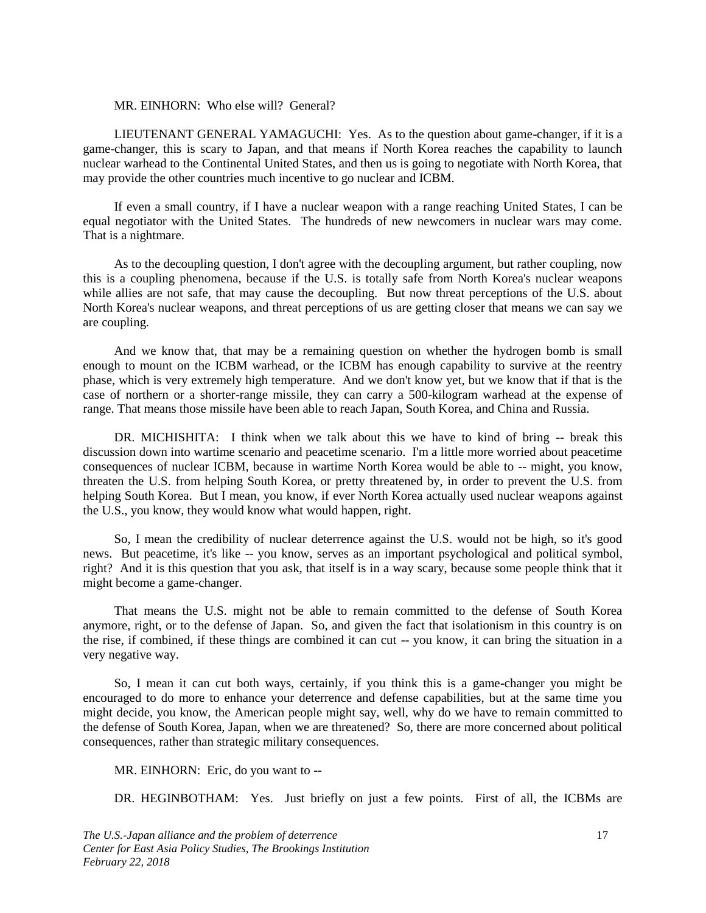MR. EINHORN: Who else will? General?

LIEUTENANT GENERAL YAMAGUCHI: Yes. As to the question about game-changer, if it is a game-changer, this is scary to Japan, and that means if North Korea reaches the capability to launch nuclear warhead to the Continental United States, and then us is going to negotiate with North Korea, that may provide the other countries much incentive to go nuclear and ICBM.

If even a small country, if I have a nuclear weapon with a range reaching United States, I can be equal negotiator with the United States. The hundreds of new newcomers in nuclear wars may come. That is a nightmare.

As to the decoupling question, I don't agree with the decoupling argument, but rather coupling, now this is a coupling phenomena, because if the U.S. is totally safe from North Korea's nuclear weapons while allies are not safe, that may cause the decoupling. But now threat perceptions of the U.S. about North Korea's nuclear weapons, and threat perceptions of us are getting closer that means we can say we are coupling.

And we know that, that may be a remaining question on whether the hydrogen bomb is small enough to mount on the ICBM warhead, or the ICBM has enough capability to survive at the reentry phase, which is very extremely high temperature. And we don't know yet, but we know that if that is the case of northern or a shorter-range missile, they can carry a 500-kilogram warhead at the expense of range. That means those missile have been able to reach Japan, South Korea, and China and Russia.

DR. MICHISHITA: I think when we talk about this we have to kind of bring -- break this discussion down into wartime scenario and peacetime scenario. I'm a little more worried about peacetime consequences of nuclear ICBM, because in wartime North Korea would be able to -- might, you know, threaten the U.S. from helping South Korea, or pretty threatened by, in order to prevent the U.S. from helping South Korea. But I mean, you know, if ever North Korea actually used nuclear weapons against the U.S., you know, they would know what would happen, right.

So, I mean the credibility of nuclear deterrence against the U.S. would not be high, so it's good news. But peacetime, it's like -- you know, serves as an important psychological and political symbol, right? And it is this question that you ask, that itself is in a way scary, because some people think that it might become a game-changer.

That means the U.S. might not be able to remain committed to the defense of South Korea anymore, right, or to the defense of Japan. So, and given the fact that isolationism in this country is on the rise, if combined, if these things are combined it can cut -- you know, it can bring the situation in a very negative way.

So, I mean it can cut both ways, certainly, if you think this is a game-changer you might be encouraged to do more to enhance your deterrence and defense capabilities, but at the same time you might decide, you know, the American people might say, well, why do we have to remain committed to the defense of South Korea, Japan, when we are threatened? So, there are more concerned about political consequences, rather than strategic military consequences.

MR. EINHORN: Eric, do you want to --

DR. HEGINBOTHAM: Yes. Just briefly on just a few points. First of all, the ICBMs are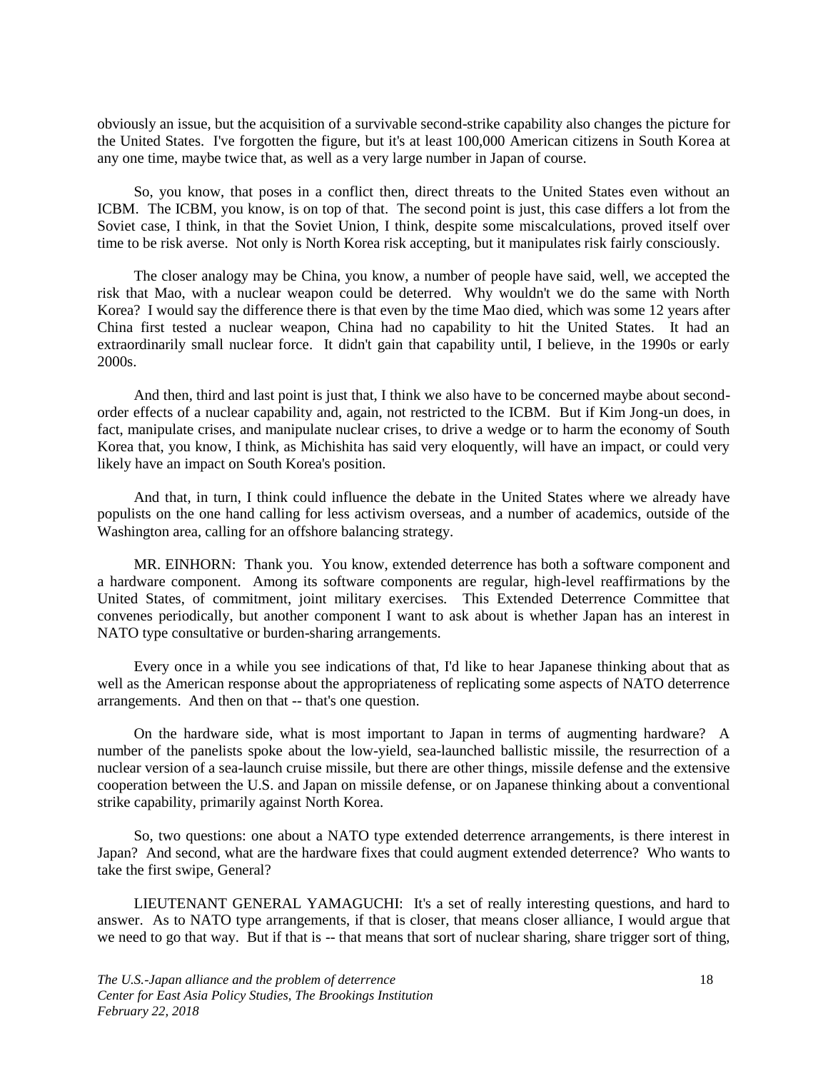obviously an issue, but the acquisition of a survivable second-strike capability also changes the picture for the United States. I've forgotten the figure, but it's at least 100,000 American citizens in South Korea at any one time, maybe twice that, as well as a very large number in Japan of course.

So, you know, that poses in a conflict then, direct threats to the United States even without an ICBM. The ICBM, you know, is on top of that. The second point is just, this case differs a lot from the Soviet case, I think, in that the Soviet Union, I think, despite some miscalculations, proved itself over time to be risk averse. Not only is North Korea risk accepting, but it manipulates risk fairly consciously.

The closer analogy may be China, you know, a number of people have said, well, we accepted the risk that Mao, with a nuclear weapon could be deterred. Why wouldn't we do the same with North Korea? I would say the difference there is that even by the time Mao died, which was some 12 years after China first tested a nuclear weapon, China had no capability to hit the United States. It had an extraordinarily small nuclear force. It didn't gain that capability until, I believe, in the 1990s or early 2000s.

And then, third and last point is just that, I think we also have to be concerned maybe about second-order effects of a nuclear capability and, again, not restricted to the ICBM. But if Kim Jong-un does, in fact, manipulate crises, and manipulate nuclear crises, to drive a wedge or to harm the economy of South Korea that, you know, I think, as Michishita has said very eloquently, will have an impact, or could very likely have an impact on South Korea's position.

And that, in turn, I think could influence the debate in the United States where we already have populists on the one hand calling for less activism overseas, and a number of academics, outside of the Washington area, calling for an offshore balancing strategy.

MR. EINHORN: Thank you. You know, extended deterrence has both a software component and a hardware component. Among its software components are regular, high-level reaffirmations by the United States, of commitment, joint military exercises. This Extended Deterrence Committee that convenes periodically, but another component I want to ask about is whether Japan has an interest in NATO type consultative or burden-sharing arrangements.

Every once in a while you see indications of that, I'd like to hear Japanese thinking about that as well as the American response about the appropriateness of replicating some aspects of NATO deterrence arrangements. And then on that -- that's one question.

On the hardware side, what is most important to Japan in terms of augmenting hardware? A number of the panelists spoke about the low-yield, sea-launched ballistic missile, the resurrection of a nuclear version of a sea-launch cruise missile, but there are other things, missile defense and the extensive cooperation between the U.S. and Japan on missile defense, or on Japanese thinking about a conventional strike capability, primarily against North Korea.

So, two questions: one about a NATO type extended deterrence arrangements, is there interest in Japan? And second, what are the hardware fixes that could augment extended deterrence? Who wants to take the first swipe, General?

LIEUTENANT GENERAL YAMAGUCHI: It's a set of really interesting questions, and hard to answer. As to NATO type arrangements, if that is closer, that means closer alliance, I would argue that we need to go that way. But if that is -- that means that sort of nuclear sharing, share trigger sort of thing,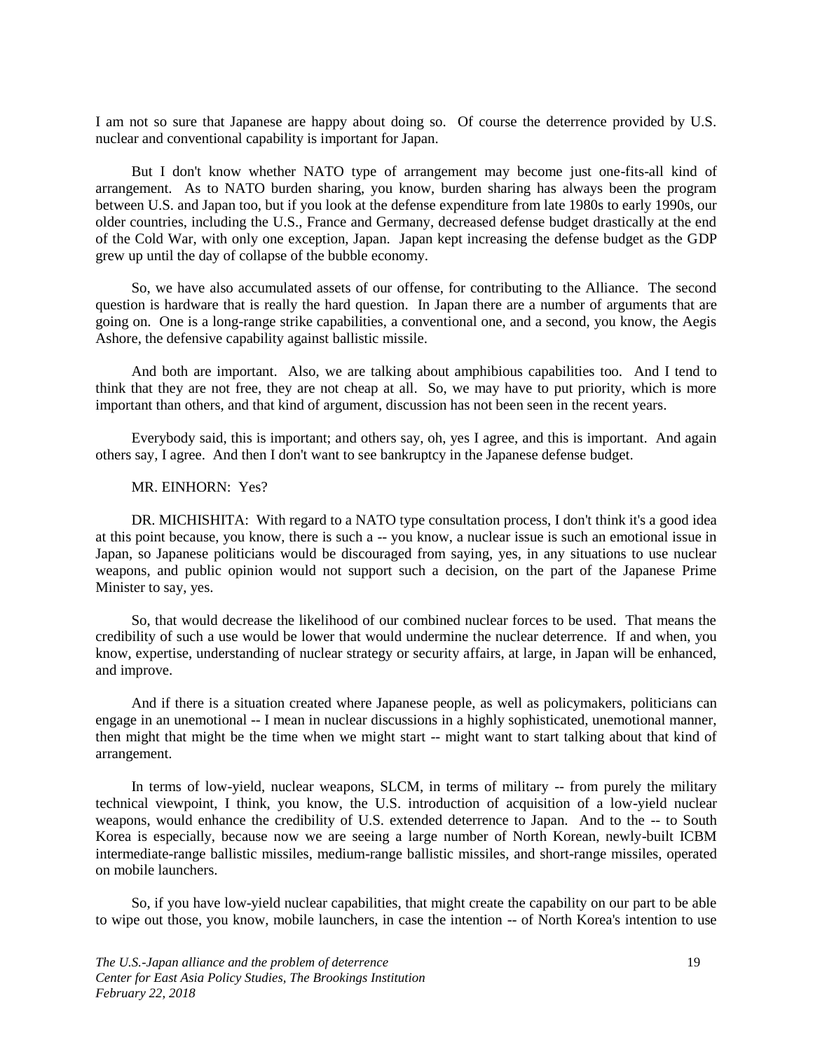I am not so sure that Japanese are happy about doing so. Of course the deterrence provided by U.S. nuclear and conventional capability is important for Japan.

But I don't know whether NATO type of arrangement may become just one-fits-all kind of arrangement. As to NATO burden sharing, you know, burden sharing has always been the program between U.S. and Japan too, but if you look at the defense expenditure from late 1980s to early 1990s, our older countries, including the U.S., France and Germany, decreased defense budget drastically at the end of the Cold War, with only one exception, Japan. Japan kept increasing the defense budget as the GDP grew up until the day of collapse of the bubble economy.

So, we have also accumulated assets of our offense, for contributing to the Alliance. The second question is hardware that is really the hard question. In Japan there are a number of arguments that are going on. One is a long-range strike capabilities, a conventional one, and a second, you know, the Aegis Ashore, the defensive capability against ballistic missile.

And both are important. Also, we are talking about amphibious capabilities too. And I tend to think that they are not free, they are not cheap at all. So, we may have to put priority, which is more important than others, and that kind of argument, discussion has not been seen in the recent years.

Everybody said, this is important; and others say, oh, yes I agree, and this is important. And again others say, I agree. And then I don't want to see bankruptcy in the Japanese defense budget.

MR. EINHORN: Yes?

DR. MICHISHITA: With regard to a NATO type consultation process, I don't think it's a good idea at this point because, you know, there is such a -- you know, a nuclear issue is such an emotional issue in Japan, so Japanese politicians would be discouraged from saying, yes, in any situations to use nuclear weapons, and public opinion would not support such a decision, on the part of the Japanese Prime Minister to say, yes.

So, that would decrease the likelihood of our combined nuclear forces to be used. That means the credibility of such a use would be lower that would undermine the nuclear deterrence. If and when, you know, expertise, understanding of nuclear strategy or security affairs, at large, in Japan will be enhanced, and improve.

And if there is a situation created where Japanese people, as well as policymakers, politicians can engage in an unemotional -- I mean in nuclear discussions in a highly sophisticated, unemotional manner, then might that might be the time when we might start -- might want to start talking about that kind of arrangement.

In terms of low-yield, nuclear weapons, SLCM, in terms of military -- from purely the military technical viewpoint, I think, you know, the U.S. introduction of acquisition of a low-yield nuclear weapons, would enhance the credibility of U.S. extended deterrence to Japan. And to the -- to South Korea is especially, because now we are seeing a large number of North Korean, newly-built ICBM intermediate-range ballistic missiles, medium-range ballistic missiles, and short-range missiles, operated on mobile launchers.

So, if you have low-yield nuclear capabilities, that might create the capability on our part to be able to wipe out those, you know, mobile launchers, in case the intention -- of North Korea's intention to use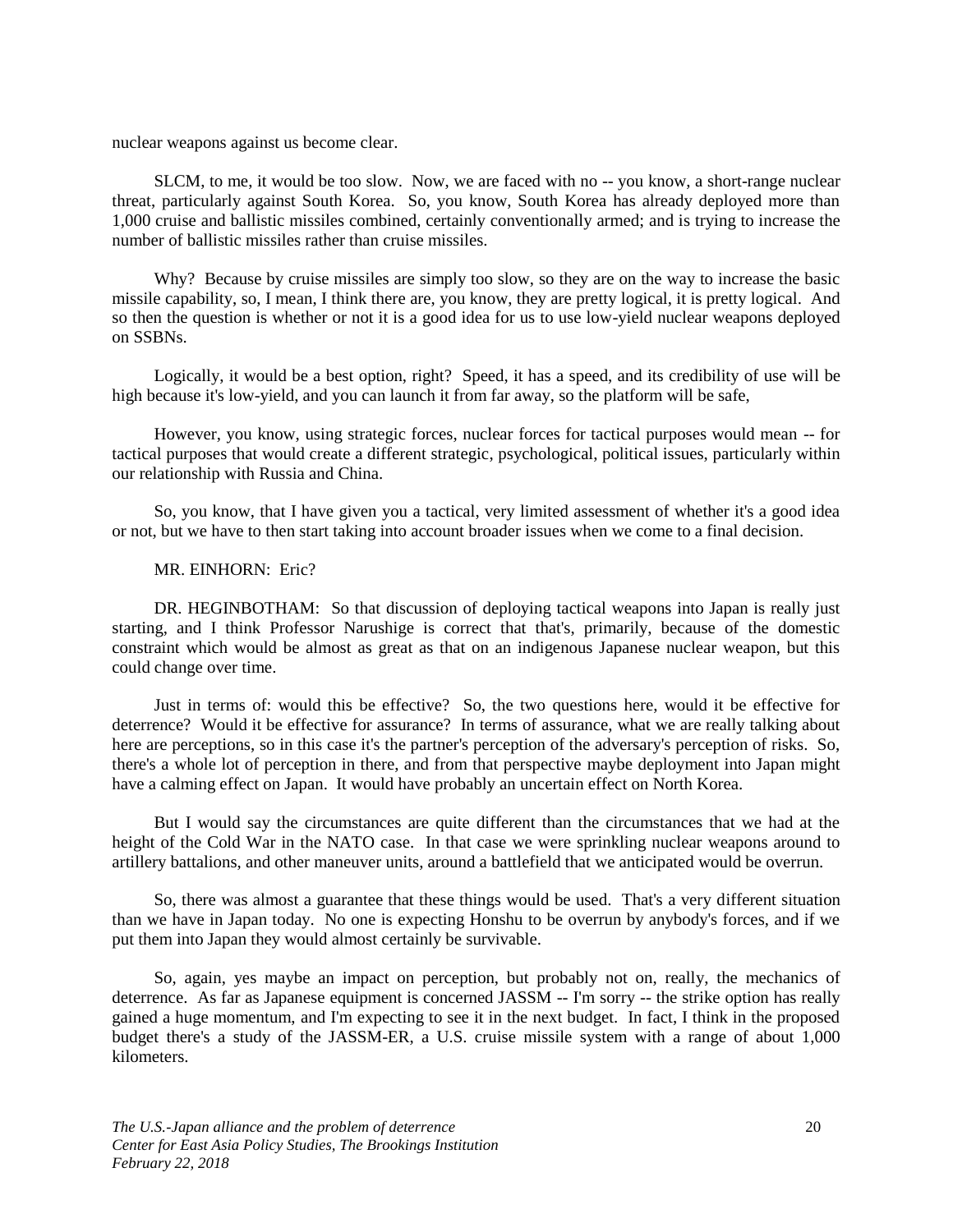nuclear weapons against us become clear.

SLCM, to me, it would be too slow. Now, we are faced with no -- you know, a short-range nuclear threat, particularly against South Korea. So, you know, South Korea has already deployed more than 1,000 cruise and ballistic missiles combined, certainly conventionally armed; and is trying to increase the number of ballistic missiles rather than cruise missiles.

Why? Because by cruise missiles are simply too slow, so they are on the way to increase the basic missile capability, so, I mean, I think there are, you know, they are pretty logical, it is pretty logical. And so then the question is whether or not it is a good idea for us to use low-yield nuclear weapons deployed on SSBNs.

Logically, it would be a best option, right? Speed, it has a speed, and its credibility of use will be high because it's low-yield, and you can launch it from far away, so the platform will be safe,

However, you know, using strategic forces, nuclear forces for tactical purposes would mean -- for tactical purposes that would create a different strategic, psychological, political issues, particularly within our relationship with Russia and China.

So, you know, that I have given you a tactical, very limited assessment of whether it's a good idea or not, but we have to then start taking into account broader issues when we come to a final decision.

MR. EINHORN: Eric?

DR. HEGINBOTHAM: So that discussion of deploying tactical weapons into Japan is really just starting, and I think Professor Narushige is correct that that's, primarily, because of the domestic constraint which would be almost as great as that on an indigenous Japanese nuclear weapon, but this could change over time.

Just in terms of: would this be effective? So, the two questions here, would it be effective for deterrence? Would it be effective for assurance? In terms of assurance, what we are really talking about here are perceptions, so in this case it's the partner's perception of the adversary's perception of risks. So, there's a whole lot of perception in there, and from that perspective maybe deployment into Japan might have a calming effect on Japan. It would have probably an uncertain effect on North Korea.

But I would say the circumstances are quite different than the circumstances that we had at the height of the Cold War in the NATO case. In that case we were sprinkling nuclear weapons around to artillery battalions, and other maneuver units, around a battlefield that we anticipated would be overrun.

So, there was almost a guarantee that these things would be used. That's a very different situation than we have in Japan today. No one is expecting Honshu to be overrun by anybody's forces, and if we put them into Japan they would almost certainly be survivable.

So, again, yes maybe an impact on perception, but probably not on, really, the mechanics of deterrence. As far as Japanese equipment is concerned JASSM -- I'm sorry -- the strike option has really gained a huge momentum, and I'm expecting to see it in the next budget. In fact, I think in the proposed budget there's a study of the JASSM-ER, a U.S. cruise missile system with a range of about 1,000 kilometers.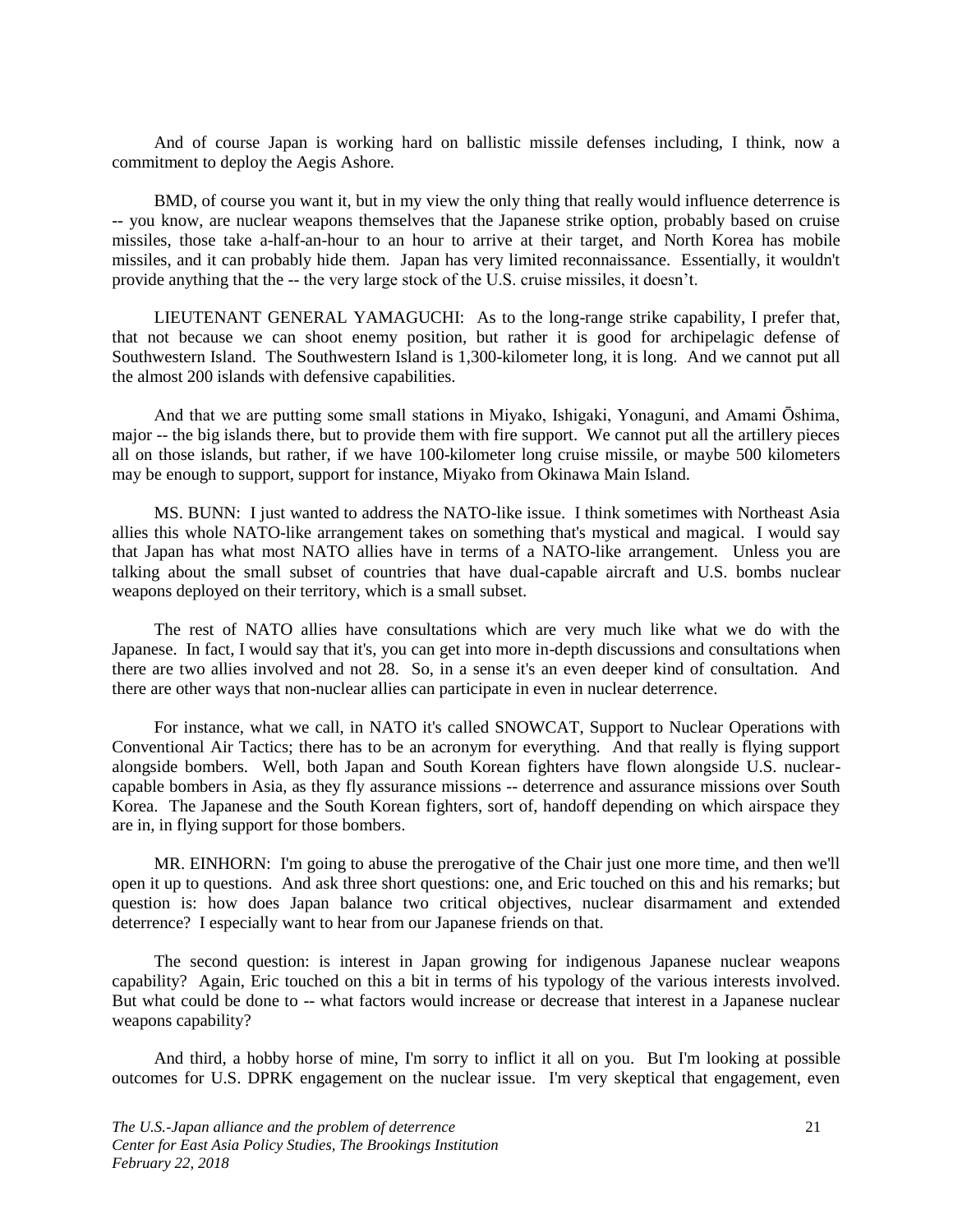And of course Japan is working hard on ballistic missile defenses including, I think, now a commitment to deploy the Aegis Ashore.

BMD, of course you want it, but in my view the only thing that really would influence deterrence is -- you know, are nuclear weapons themselves that the Japanese strike option, probably based on cruise missiles, those take a-half-an-hour to an hour to arrive at their target, and North Korea has mobile missiles, and it can probably hide them. Japan has very limited reconnaissance. Essentially, it wouldn't provide anything that the -- the very large stock of the U.S. cruise missiles, it doesn't.

LIEUTENANT GENERAL YAMAGUCHI: As to the long-range strike capability, I prefer that, that not because we can shoot enemy position, but rather it is good for archipelagic defense of Southwestern Island. The Southwestern Island is 1,300-kilometer long, it is long. And we cannot put all the almost 200 islands with defensive capabilities.

And that we are putting some small stations in Miyako, Ishigaki, Yonaguni, and Amami Ōshima, major -- the big islands there, but to provide them with fire support. We cannot put all the artillery pieces all on those islands, but rather, if we have 100-kilometer long cruise missile, or maybe 500 kilometers may be enough to support, support for instance, Miyako from Okinawa Main Island.

MS. BUNN: I just wanted to address the NATO-like issue. I think sometimes with Northeast Asia allies this whole NATO-like arrangement takes on something that's mystical and magical. I would say that Japan has what most NATO allies have in terms of a NATO-like arrangement. Unless you are talking about the small subset of countries that have dual-capable aircraft and U.S. bombs nuclear weapons deployed on their territory, which is a small subset.

The rest of NATO allies have consultations which are very much like what we do with the Japanese. In fact, I would say that it's, you can get into more in-depth discussions and consultations when there are two allies involved and not 28. So, in a sense it's an even deeper kind of consultation. And there are other ways that non-nuclear allies can participate in even in nuclear deterrence.

For instance, what we call, in NATO it's called SNOWCAT, Support to Nuclear Operations with Conventional Air Tactics; there has to be an acronym for everything. And that really is flying support alongside bombers. Well, both Japan and South Korean fighters have flown alongside U.S. nuclear-capable bombers in Asia, as they fly assurance missions -- deterrence and assurance missions over South Korea. The Japanese and the South Korean fighters, sort of, handoff depending on which airspace they are in, in flying support for those bombers.

MR. EINHORN: I'm going to abuse the prerogative of the Chair just one more time, and then we'll open it up to questions. And ask three short questions: one, and Eric touched on this and his remarks; but question is: how does Japan balance two critical objectives, nuclear disarmament and extended deterrence? I especially want to hear from our Japanese friends on that.

The second question: is interest in Japan growing for indigenous Japanese nuclear weapons capability? Again, Eric touched on this a bit in terms of his typology of the various interests involved. But what could be done to -- what factors would increase or decrease that interest in a Japanese nuclear weapons capability?

And third, a hobby horse of mine, I'm sorry to inflict it all on you. But I'm looking at possible outcomes for U.S. DPRK engagement on the nuclear issue. I'm very skeptical that engagement, even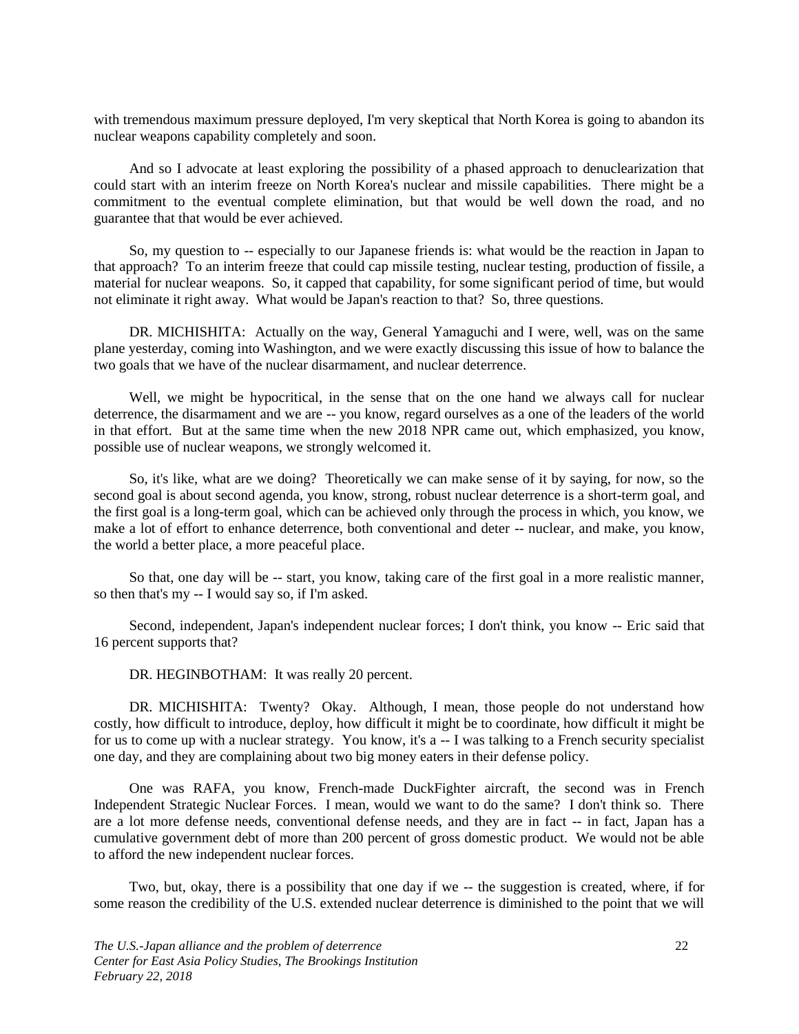with tremendous maximum pressure deployed, I'm very skeptical that North Korea is going to abandon its nuclear weapons capability completely and soon.

And so I advocate at least exploring the possibility of a phased approach to denuclearization that could start with an interim freeze on North Korea's nuclear and missile capabilities. There might be a commitment to the eventual complete elimination, but that would be well down the road, and no guarantee that that would be ever achieved.

So, my question to -- especially to our Japanese friends is: what would be the reaction in Japan to that approach? To an interim freeze that could cap missile testing, nuclear testing, production of fissile, a material for nuclear weapons. So, it capped that capability, for some significant period of time, but would not eliminate it right away. What would be Japan's reaction to that? So, three questions.

DR. MICHISHITA: Actually on the way, General Yamaguchi and I were, well, was on the same plane yesterday, coming into Washington, and we were exactly discussing this issue of how to balance the two goals that we have of the nuclear disarmament, and nuclear deterrence.

Well, we might be hypocritical, in the sense that on the one hand we always call for nuclear deterrence, the disarmament and we are -- you know, regard ourselves as a one of the leaders of the world in that effort. But at the same time when the new 2018 NPR came out, which emphasized, you know, possible use of nuclear weapons, we strongly welcomed it.

So, it's like, what are we doing? Theoretically we can make sense of it by saying, for now, so the second goal is about second agenda, you know, strong, robust nuclear deterrence is a short-term goal, and the first goal is a long-term goal, which can be achieved only through the process in which, you know, we make a lot of effort to enhance deterrence, both conventional and deter -- nuclear, and make, you know, the world a better place, a more peaceful place.

So that, one day will be -- start, you know, taking care of the first goal in a more realistic manner, so then that's my -- I would say so, if I'm asked.

Second, independent, Japan's independent nuclear forces; I don't think, you know -- Eric said that 16 percent supports that?

DR. HEGINBOTHAM: It was really 20 percent.

DR. MICHISHITA: Twenty? Okay. Although, I mean, those people do not understand how costly, how difficult to introduce, deploy, how difficult it might be to coordinate, how difficult it might be for us to come up with a nuclear strategy. You know, it's a -- I was talking to a French security specialist one day, and they are complaining about two big money eaters in their defense policy.

One was RAFA, you know, French-made DuckFighter aircraft, the second was in French Independent Strategic Nuclear Forces. I mean, would we want to do the same? I don't think so. There are a lot more defense needs, conventional defense needs, and they are in fact -- in fact, Japan has a cumulative government debt of more than 200 percent of gross domestic product. We would not be able to afford the new independent nuclear forces.

Two, but, okay, there is a possibility that one day if we -- the suggestion is created, where, if for some reason the credibility of the U.S. extended nuclear deterrence is diminished to the point that we will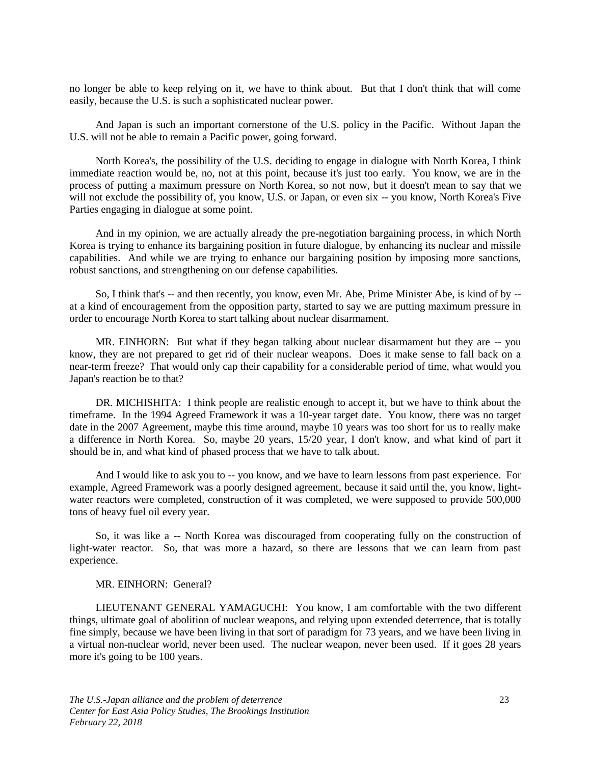no longer be able to keep relying on it, we have to think about. But that I don't think that will come easily, because the U.S. is such a sophisticated nuclear power.

And Japan is such an important cornerstone of the U.S. policy in the Pacific. Without Japan the U.S. will not be able to remain a Pacific power, going forward.

North Korea's, the possibility of the U.S. deciding to engage in dialogue with North Korea, I think immediate reaction would be, no, not at this point, because it's just too early. You know, we are in the process of putting a maximum pressure on North Korea, so not now, but it doesn't mean to say that we will not exclude the possibility of, you know, U.S. or Japan, or even six -- you know, North Korea's Five Parties engaging in dialogue at some point.

And in my opinion, we are actually already the pre-negotiation bargaining process, in which North Korea is trying to enhance its bargaining position in future dialogue, by enhancing its nuclear and missile capabilities. And while we are trying to enhance our bargaining position by imposing more sanctions, robust sanctions, and strengthening on our defense capabilities.

So, I think that's -- and then recently, you know, even Mr. Abe, Prime Minister Abe, is kind of by -- at a kind of encouragement from the opposition party, started to say we are putting maximum pressure in order to encourage North Korea to start talking about nuclear disarmament.

MR. EINHORN: But what if they began talking about nuclear disarmament but they are -- you know, they are not prepared to get rid of their nuclear weapons. Does it make sense to fall back on a near-term freeze? That would only cap their capability for a considerable period of time, what would you Japan's reaction be to that?

DR. MICHISHITA: I think people are realistic enough to accept it, but we have to think about the timeframe. In the 1994 Agreed Framework it was a 10-year target date. You know, there was no target date in the 2007 Agreement, maybe this time around, maybe 10 years was too short for us to really make a difference in North Korea. So, maybe 20 years, 15/20 year, I don't know, and what kind of part it should be in, and what kind of phased process that we have to talk about.

And I would like to ask you to -- you know, and we have to learn lessons from past experience. For example, Agreed Framework was a poorly designed agreement, because it said until the, you know, light-water reactors were completed, construction of it was completed, we were supposed to provide 500,000 tons of heavy fuel oil every year.

So, it was like a -- North Korea was discouraged from cooperating fully on the construction of light-water reactor. So, that was more a hazard, so there are lessons that we can learn from past experience.

MR. EINHORN: General?

LIEUTENANT GENERAL YAMAGUCHI: You know, I am comfortable with the two different things, ultimate goal of abolition of nuclear weapons, and relying upon extended deterrence, that is totally fine simply, because we have been living in that sort of paradigm for 73 years, and we have been living in a virtual non-nuclear world, never been used. The nuclear weapon, never been used. If it goes 28 years more it's going to be 100 years.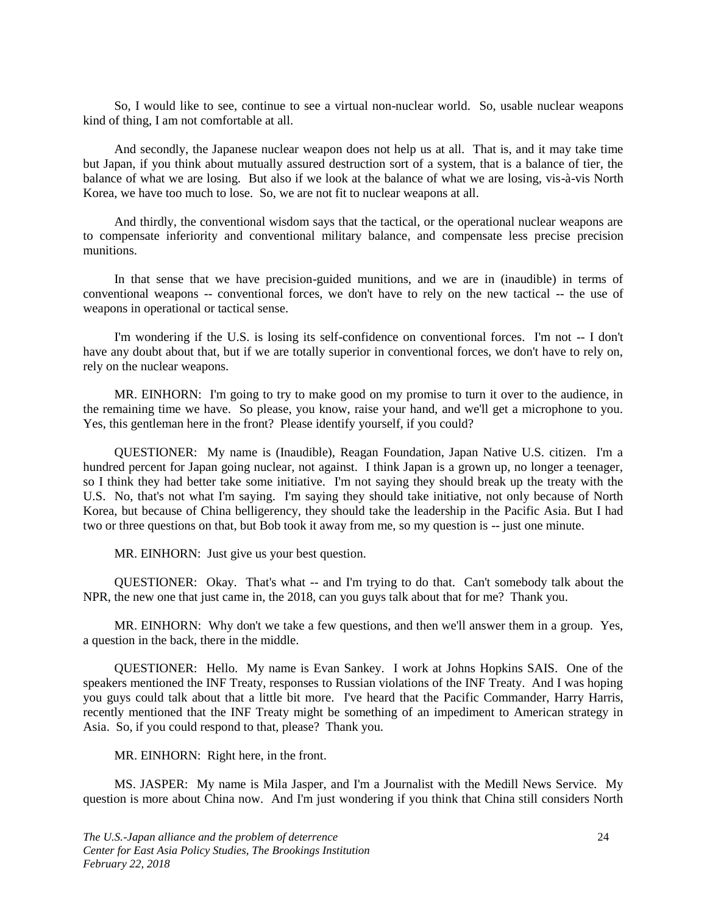So, I would like to see, continue to see a virtual non-nuclear world. So, usable nuclear weapons kind of thing, I am not comfortable at all.

And secondly, the Japanese nuclear weapon does not help us at all. That is, and it may take time but Japan, if you think about mutually assured destruction sort of a system, that is a balance of tier, the balance of what we are losing. But also if we look at the balance of what we are losing, vis-à-vis North Korea, we have too much to lose. So, we are not fit to nuclear weapons at all.

And thirdly, the conventional wisdom says that the tactical, or the operational nuclear weapons are to compensate inferiority and conventional military balance, and compensate less precise precision munitions.

In that sense that we have precision-guided munitions, and we are in (inaudible) in terms of conventional weapons -- conventional forces, we don't have to rely on the new tactical -- the use of weapons in operational or tactical sense.

I'm wondering if the U.S. is losing its self-confidence on conventional forces. I'm not -- I don't have any doubt about that, but if we are totally superior in conventional forces, we don't have to rely on, rely on the nuclear weapons.

MR. EINHORN: I'm going to try to make good on my promise to turn it over to the audience, in the remaining time we have. So please, you know, raise your hand, and we'll get a microphone to you. Yes, this gentleman here in the front? Please identify yourself, if you could?

QUESTIONER: My name is (Inaudible), Reagan Foundation, Japan Native U.S. citizen. I'm a hundred percent for Japan going nuclear, not against. I think Japan is a grown up, no longer a teenager, so I think they had better take some initiative. I'm not saying they should break up the treaty with the U.S. No, that's not what I'm saying. I'm saying they should take initiative, not only because of North Korea, but because of China belligerency, they should take the leadership in the Pacific Asia. But I had two or three questions on that, but Bob took it away from me, so my question is -- just one minute.

MR. EINHORN: Just give us your best question.

QUESTIONER: Okay. That's what -- and I'm trying to do that. Can't somebody talk about the NPR, the new one that just came in, the 2018, can you guys talk about that for me? Thank you.

MR. EINHORN: Why don't we take a few questions, and then we'll answer them in a group. Yes, a question in the back, there in the middle.

QUESTIONER: Hello. My name is Evan Sankey. I work at Johns Hopkins SAIS. One of the speakers mentioned the INF Treaty, responses to Russian violations of the INF Treaty. And I was hoping you guys could talk about that a little bit more. I've heard that the Pacific Commander, Harry Harris, recently mentioned that the INF Treaty might be something of an impediment to American strategy in Asia. So, if you could respond to that, please? Thank you.

MR. EINHORN: Right here, in the front.

MS. JASPER: My name is Mila Jasper, and I'm a Journalist with the Medill News Service. My question is more about China now. And I'm just wondering if you think that China still considers North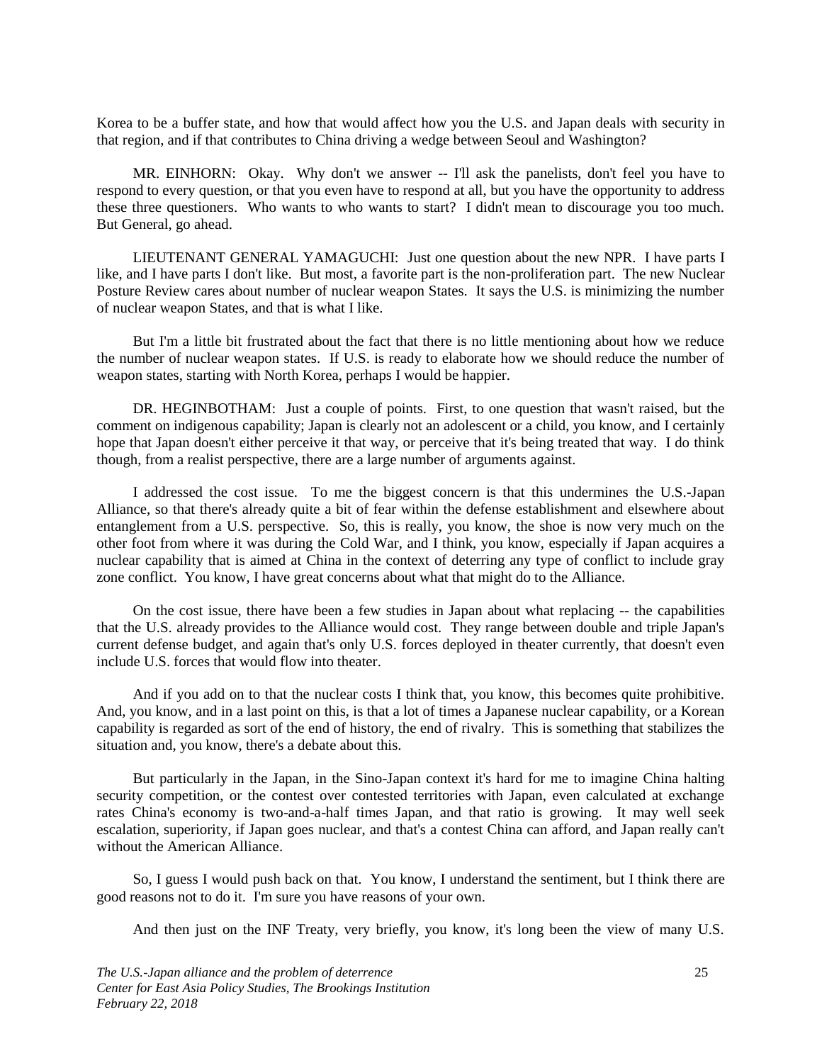Korea to be a buffer state, and how that would affect how you the U.S. and Japan deals with security in that region, and if that contributes to China driving a wedge between Seoul and Washington?

MR. EINHORN: Okay. Why don't we answer -- I'll ask the panelists, don't feel you have to respond to every question, or that you even have to respond at all, but you have the opportunity to address these three questioners. Who wants to who wants to start? I didn't mean to discourage you too much. But General, go ahead.

LIEUTENANT GENERAL YAMAGUCHI: Just one question about the new NPR. I have parts I like, and I have parts I don't like. But most, a favorite part is the non-proliferation part. The new Nuclear Posture Review cares about number of nuclear weapon States. It says the U.S. is minimizing the number of nuclear weapon States, and that is what I like.

But I'm a little bit frustrated about the fact that there is no little mentioning about how we reduce the number of nuclear weapon states. If U.S. is ready to elaborate how we should reduce the number of weapon states, starting with North Korea, perhaps I would be happier.

DR. HEGINBOTHAM: Just a couple of points. First, to one question that wasn't raised, but the comment on indigenous capability; Japan is clearly not an adolescent or a child, you know, and I certainly hope that Japan doesn't either perceive it that way, or perceive that it's being treated that way. I do think though, from a realist perspective, there are a large number of arguments against.

I addressed the cost issue. To me the biggest concern is that this undermines the U.S.-Japan Alliance, so that there's already quite a bit of fear within the defense establishment and elsewhere about entanglement from a U.S. perspective. So, this is really, you know, the shoe is now very much on the other foot from where it was during the Cold War, and I think, you know, especially if Japan acquires a nuclear capability that is aimed at China in the context of deterring any type of conflict to include gray zone conflict. You know, I have great concerns about what that might do to the Alliance.

On the cost issue, there have been a few studies in Japan about what replacing -- the capabilities that the U.S. already provides to the Alliance would cost. They range between double and triple Japan's current defense budget, and again that's only U.S. forces deployed in theater currently, that doesn't even include U.S. forces that would flow into theater.

And if you add on to that the nuclear costs I think that, you know, this becomes quite prohibitive. And, you know, and in a last point on this, is that a lot of times a Japanese nuclear capability, or a Korean capability is regarded as sort of the end of history, the end of rivalry. This is something that stabilizes the situation and, you know, there's a debate about this.

But particularly in the Japan, in the Sino-Japan context it's hard for me to imagine China halting security competition, or the contest over contested territories with Japan, even calculated at exchange rates China's economy is two-and-a-half times Japan, and that ratio is growing. It may well seek escalation, superiority, if Japan goes nuclear, and that's a contest China can afford, and Japan really can't without the American Alliance.

So, I guess I would push back on that. You know, I understand the sentiment, but I think there are good reasons not to do it. I'm sure you have reasons of your own.

And then just on the INF Treaty, very briefly, you know, it's long been the view of many U.S.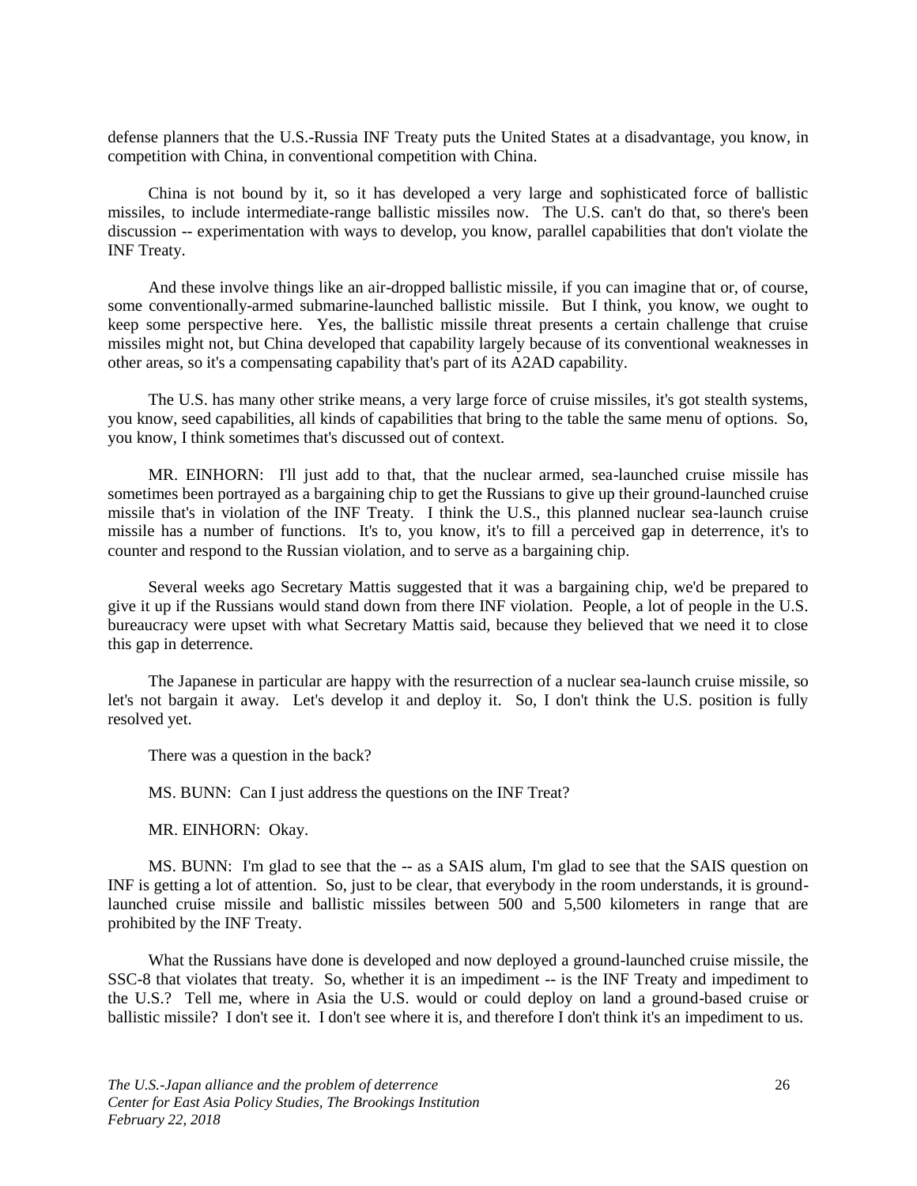defense planners that the U.S.-Russia INF Treaty puts the United States at a disadvantage, you know, in competition with China, in conventional competition with China.

China is not bound by it, so it has developed a very large and sophisticated force of ballistic missiles, to include intermediate-range ballistic missiles now. The U.S. can't do that, so there's been discussion -- experimentation with ways to develop, you know, parallel capabilities that don't violate the INF Treaty.

And these involve things like an air-dropped ballistic missile, if you can imagine that or, of course, some conventionally-armed submarine-launched ballistic missile. But I think, you know, we ought to keep some perspective here. Yes, the ballistic missile threat presents a certain challenge that cruise missiles might not, but China developed that capability largely because of its conventional weaknesses in other areas, so it's a compensating capability that's part of its A2AD capability.

The U.S. has many other strike means, a very large force of cruise missiles, it's got stealth systems, you know, seed capabilities, all kinds of capabilities that bring to the table the same menu of options. So, you know, I think sometimes that's discussed out of context.

MR. EINHORN: I'll just add to that, that the nuclear armed, sea-launched cruise missile has sometimes been portrayed as a bargaining chip to get the Russians to give up their ground-launched cruise missile that's in violation of the INF Treaty. I think the U.S., this planned nuclear sea-launch cruise missile has a number of functions. It's to, you know, it's to fill a perceived gap in deterrence, it's to counter and respond to the Russian violation, and to serve as a bargaining chip.

Several weeks ago Secretary Mattis suggested that it was a bargaining chip, we'd be prepared to give it up if the Russians would stand down from there INF violation. People, a lot of people in the U.S. bureaucracy were upset with what Secretary Mattis said, because they believed that we need it to close this gap in deterrence.

The Japanese in particular are happy with the resurrection of a nuclear sea-launch cruise missile, so let's not bargain it away. Let's develop it and deploy it. So, I don't think the U.S. position is fully resolved yet.

There was a question in the back?

MS. BUNN: Can I just address the questions on the INF Treat?

MR. EINHORN: Okay.

MS. BUNN: I'm glad to see that the -- as a SAIS alum, I'm glad to see that the SAIS question on INF is getting a lot of attention. So, just to be clear, that everybody in the room understands, it is ground-launched cruise missile and ballistic missiles between 500 and 5,500 kilometers in range that are prohibited by the INF Treaty.

What the Russians have done is developed and now deployed a ground-launched cruise missile, the SSC-8 that violates that treaty. So, whether it is an impediment -- is the INF Treaty and impediment to the U.S.? Tell me, where in Asia the U.S. would or could deploy on land a ground-based cruise or ballistic missile? I don't see it. I don't see where it is, and therefore I don't think it's an impediment to us.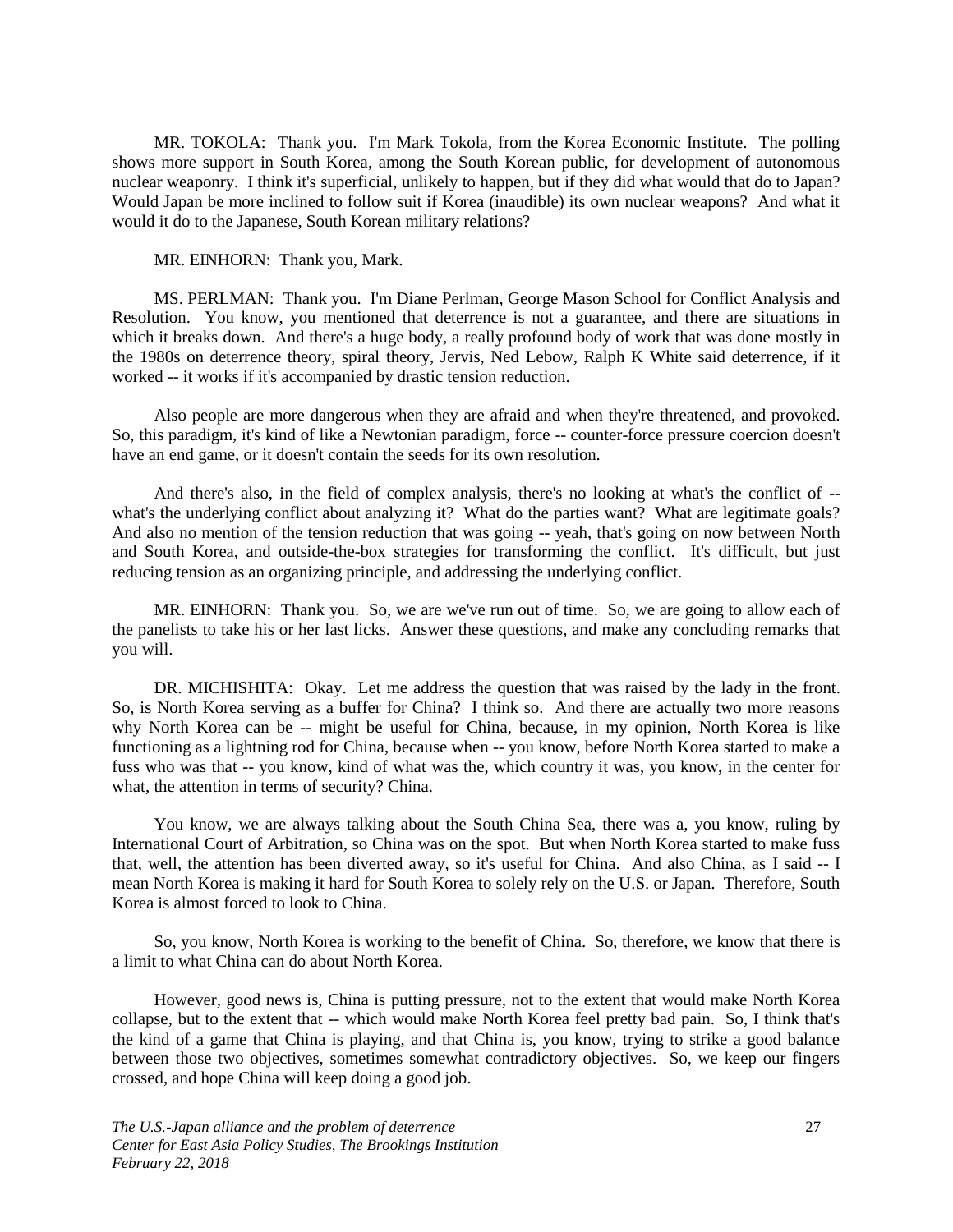MR. TOKOLA: Thank you. I'm Mark Tokola, from the Korea Economic Institute. The polling shows more support in South Korea, among the South Korean public, for development of autonomous nuclear weaponry. I think it's superficial, unlikely to happen, but if they did what would that do to Japan? Would Japan be more inclined to follow suit if Korea (inaudible) its own nuclear weapons? And what it would it do to the Japanese, South Korean military relations?

MR. EINHORN: Thank you, Mark.

MS. PERLMAN: Thank you. I'm Diane Perlman, George Mason School for Conflict Analysis and Resolution. You know, you mentioned that deterrence is not a guarantee, and there are situations in which it breaks down. And there's a huge body, a really profound body of work that was done mostly in the 1980s on deterrence theory, spiral theory, Jervis, Ned Lebow, Ralph K White said deterrence, if it worked -- it works if it's accompanied by drastic tension reduction.

Also people are more dangerous when they are afraid and when they're threatened, and provoked. So, this paradigm, it's kind of like a Newtonian paradigm, force -- counter-force pressure coercion doesn't have an end game, or it doesn't contain the seeds for its own resolution.

And there's also, in the field of complex analysis, there's no looking at what's the conflict of -- what's the underlying conflict about analyzing it? What do the parties want? What are legitimate goals? And also no mention of the tension reduction that was going -- yeah, that's going on now between North and South Korea, and outside-the-box strategies for transforming the conflict. It's difficult, but just reducing tension as an organizing principle, and addressing the underlying conflict.

MR. EINHORN: Thank you. So, we are we've run out of time. So, we are going to allow each of the panelists to take his or her last licks. Answer these questions, and make any concluding remarks that you will.

DR. MICHISHITA: Okay. Let me address the question that was raised by the lady in the front. So, is North Korea serving as a buffer for China? I think so. And there are actually two more reasons why North Korea can be -- might be useful for China, because, in my opinion, North Korea is like functioning as a lightning rod for China, because when -- you know, before North Korea started to make a fuss who was that -- you know, kind of what was the, which country it was, you know, in the center for what, the attention in terms of security? China.

You know, we are always talking about the South China Sea, there was a, you know, ruling by International Court of Arbitration, so China was on the spot. But when North Korea started to make fuss that, well, the attention has been diverted away, so it's useful for China. And also China, as I said -- I mean North Korea is making it hard for South Korea to solely rely on the U.S. or Japan. Therefore, South Korea is almost forced to look to China.

So, you know, North Korea is working to the benefit of China. So, therefore, we know that there is a limit to what China can do about North Korea.

However, good news is, China is putting pressure, not to the extent that would make North Korea collapse, but to the extent that -- which would make North Korea feel pretty bad pain. So, I think that's the kind of a game that China is playing, and that China is, you know, trying to strike a good balance between those two objectives, sometimes somewhat contradictory objectives. So, we keep our fingers crossed, and hope China will keep doing a good job.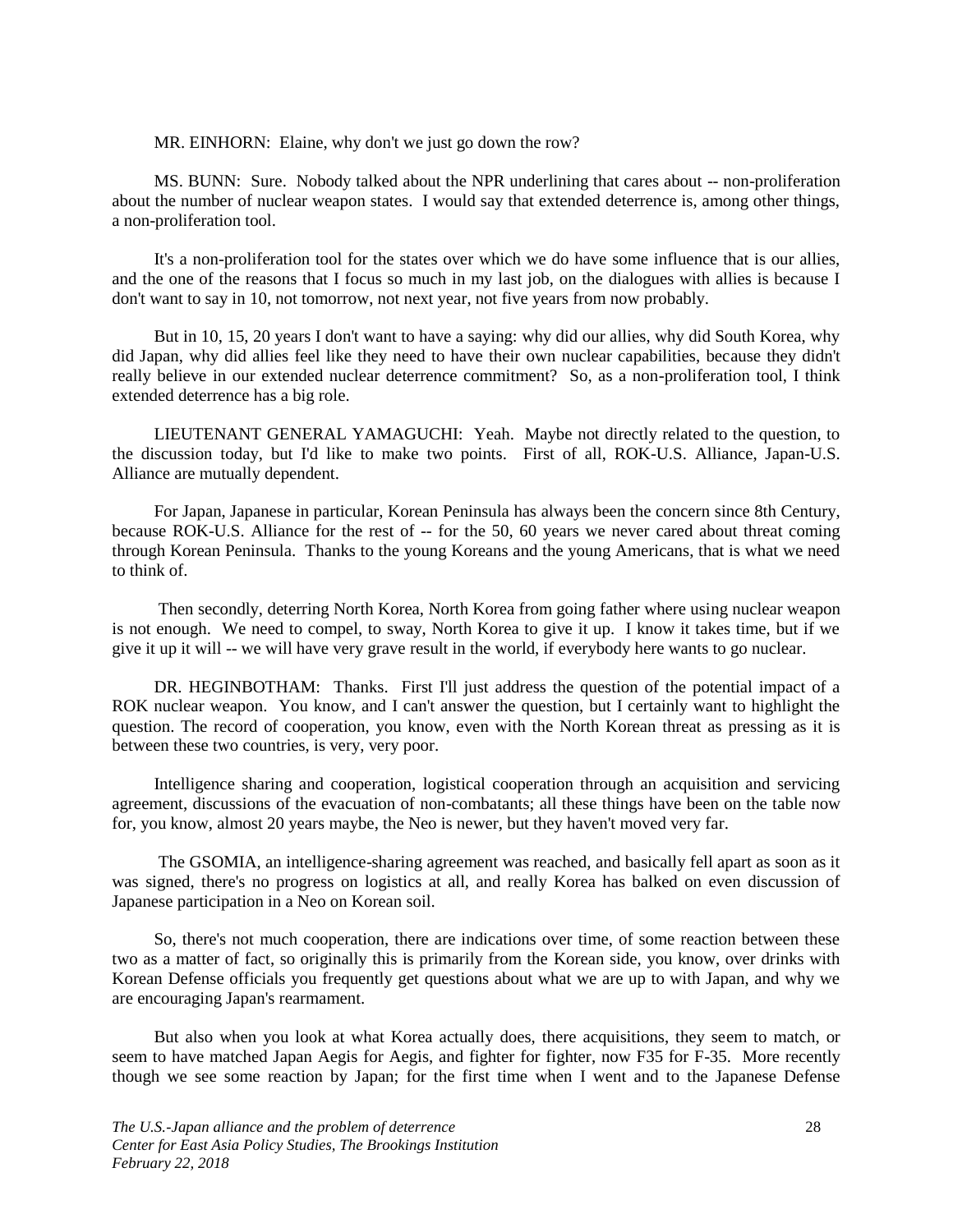MR. EINHORN: Elaine, why don't we just go down the row?

MS. BUNN: Sure. Nobody talked about the NPR underlining that cares about -- non-proliferation about the number of nuclear weapon states. I would say that extended deterrence is, among other things, a non-proliferation tool.

It's a non-proliferation tool for the states over which we do have some influence that is our allies, and the one of the reasons that I focus so much in my last job, on the dialogues with allies is because I don't want to say in 10, not tomorrow, not next year, not five years from now probably.

But in 10, 15, 20 years I don't want to have a saying: why did our allies, why did South Korea, why did Japan, why did allies feel like they need to have their own nuclear capabilities, because they didn't really believe in our extended nuclear deterrence commitment? So, as a non-proliferation tool, I think extended deterrence has a big role.

LIEUTENANT GENERAL YAMAGUCHI: Yeah. Maybe not directly related to the question, to the discussion today, but I'd like to make two points. First of all, ROK-U.S. Alliance, Japan-U.S. Alliance are mutually dependent.

For Japan, Japanese in particular, Korean Peninsula has always been the concern since 8th Century, because ROK-U.S. Alliance for the rest of -- for the 50, 60 years we never cared about threat coming through Korean Peninsula. Thanks to the young Koreans and the young Americans, that is what we need to think of.

Then secondly, deterring North Korea, North Korea from going father where using nuclear weapon is not enough. We need to compel, to sway, North Korea to give it up. I know it takes time, but if we give it up it will -- we will have very grave result in the world, if everybody here wants to go nuclear.

DR. HEGINBOTHAM: Thanks. First I'll just address the question of the potential impact of a ROK nuclear weapon. You know, and I can't answer the question, but I certainly want to highlight the question. The record of cooperation, you know, even with the North Korean threat as pressing as it is between these two countries, is very, very poor.

Intelligence sharing and cooperation, logistical cooperation through an acquisition and servicing agreement, discussions of the evacuation of non-combatants; all these things have been on the table now for, you know, almost 20 years maybe, the Neo is newer, but they haven't moved very far.

The GSOMIA, an intelligence-sharing agreement was reached, and basically fell apart as soon as it was signed, there's no progress on logistics at all, and really Korea has balked on even discussion of Japanese participation in a Neo on Korean soil.

So, there's not much cooperation, there are indications over time, of some reaction between these two as a matter of fact, so originally this is primarily from the Korean side, you know, over drinks with Korean Defense officials you frequently get questions about what we are up to with Japan, and why we are encouraging Japan's rearmament.

But also when you look at what Korea actually does, there acquisitions, they seem to match, or seem to have matched Japan Aegis for Aegis, and fighter for fighter, now F35 for F-35. More recently though we see some reaction by Japan; for the first time when I went and to the Japanese Defense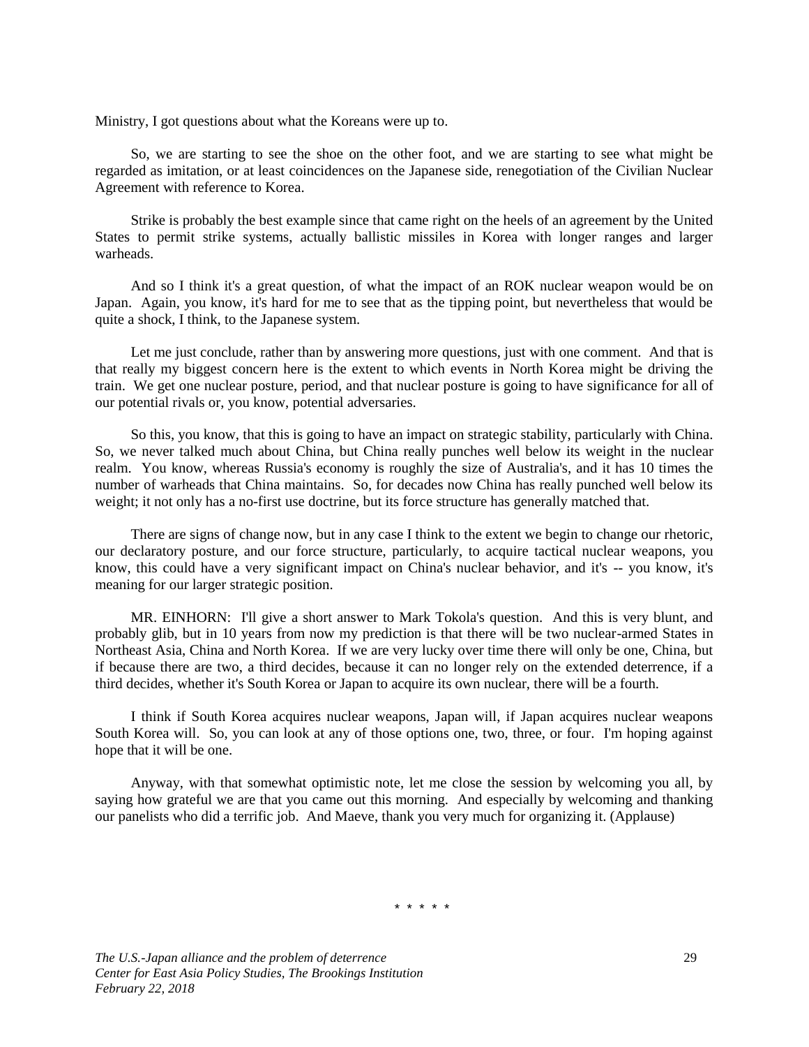Ministry, I got questions about what the Koreans were up to.

So, we are starting to see the shoe on the other foot, and we are starting to see what might be regarded as imitation, or at least coincidences on the Japanese side, renegotiation of the Civilian Nuclear Agreement with reference to Korea.

Strike is probably the best example since that came right on the heels of an agreement by the United States to permit strike systems, actually ballistic missiles in Korea with longer ranges and larger warheads.

And so I think it's a great question, of what the impact of an ROK nuclear weapon would be on Japan. Again, you know, it's hard for me to see that as the tipping point, but nevertheless that would be quite a shock, I think, to the Japanese system.

Let me just conclude, rather than by answering more questions, just with one comment. And that is that really my biggest concern here is the extent to which events in North Korea might be driving the train. We get one nuclear posture, period, and that nuclear posture is going to have significance for all of our potential rivals or, you know, potential adversaries.

So this, you know, that this is going to have an impact on strategic stability, particularly with China. So, we never talked much about China, but China really punches well below its weight in the nuclear realm. You know, whereas Russia's economy is roughly the size of Australia's, and it has 10 times the number of warheads that China maintains. So, for decades now China has really punched well below its weight; it not only has a no-first use doctrine, but its force structure has generally matched that.

There are signs of change now, but in any case I think to the extent we begin to change our rhetoric, our declaratory posture, and our force structure, particularly, to acquire tactical nuclear weapons, you know, this could have a very significant impact on China's nuclear behavior, and it's -- you know, it's meaning for our larger strategic position.

MR. EINHORN: I'll give a short answer to Mark Tokola's question. And this is very blunt, and probably glib, but in 10 years from now my prediction is that there will be two nuclear-armed States in Northeast Asia, China and North Korea. If we are very lucky over time there will only be one, China, but if because there are two, a third decides, because it can no longer rely on the extended deterrence, if a third decides, whether it's South Korea or Japan to acquire its own nuclear, there will be a fourth.

I think if South Korea acquires nuclear weapons, Japan will, if Japan acquires nuclear weapons South Korea will. So, you can look at any of those options one, two, three, or four. I'm hoping against hope that it will be one.

Anyway, with that somewhat optimistic note, let me close the session by welcoming you all, by saying how grateful we are that you came out this morning. And especially by welcoming and thanking our panelists who did a terrific job. And Maeve, thank you very much for organizing it. (Applause)

\* \* \* \* \*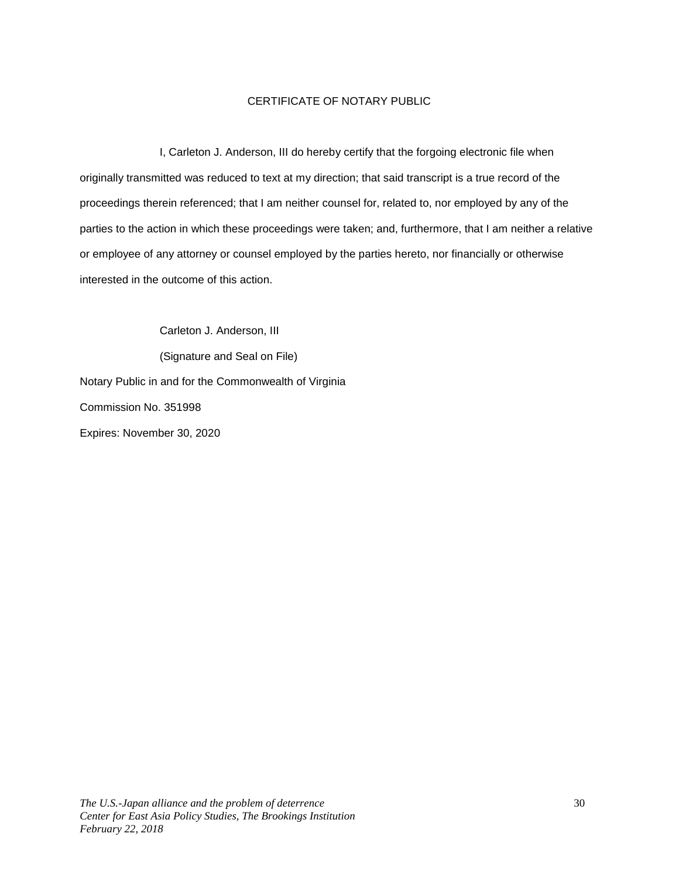# CERTIFICATE OF NOTARY PUBLIC

I, Carleton J. Anderson, III do hereby certify that the forgoing electronic file when originally transmitted was reduced to text at my direction; that said transcript is a true record of the proceedings therein referenced; that I am neither counsel for, related to, nor employed by any of the parties to the action in which these proceedings were taken; and, furthermore, that I am neither a relative or employee of any attorney or counsel employed by the parties hereto, nor financially or otherwise interested in the outcome of this action.

Carleton J. Anderson, III

(Signature and Seal on File)

Notary Public in and for the Commonwealth of Virginia

Commission No. 351998

Expires: November 30, 2020